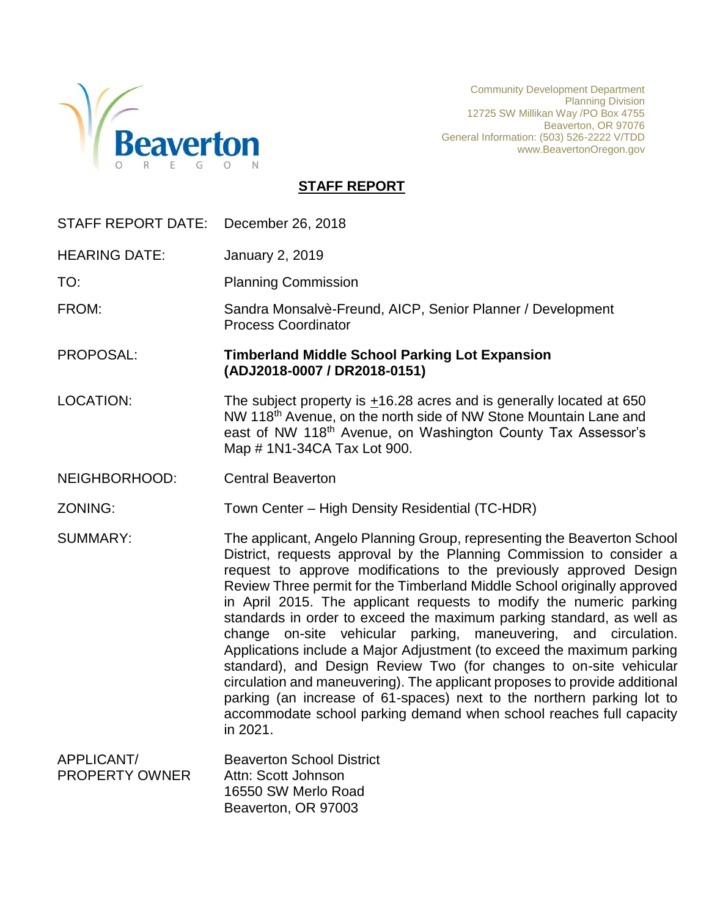Community Development Department
Planning Division
12725 SW Millikan Way /PO Box 4755
Beaverton, OR 97076
General Information: (503) 526-2222 V/TDD
www.BeavertonOregon.gov

# STAFF REPORT

| | |
|---|---|
| STAFF REPORT DATE: | December 26, 2018 |
| HEARING DATE: | January 2, 2019 |
| TO: | Planning Commission |
| FROM: | Sandra Monsalvè-Freund, AICP, Senior Planner / Development Process Coordinator |
| PROPOSAL: | **Timberland Middle School Parking Lot Expansion (ADJ2018-0007 / DR2018-0151)** |
| LOCATION: | The subject property is ±16.28 acres and is generally located at 650 NW 118th Avenue, on the north side of NW Stone Mountain Lane and east of NW 118th Avenue, on Washington County Tax Assessor's Map # 1N1-34CA Tax Lot 900. |
| NEIGHBORHOOD: | Central Beaverton |
| ZONING: | Town Center – High Density Residential (TC-HDR) |
| SUMMARY: | The applicant, Angelo Planning Group, representing the Beaverton School District, requests approval by the Planning Commission to consider a request to approve modifications to the previously approved Design Review Three permit for the Timberland Middle School originally approved in April 2015. The applicant requests to modify the numeric parking standards in order to exceed the maximum parking standard, as well as change on-site vehicular parking, maneuvering, and circulation. Applications include a Major Adjustment (to exceed the maximum parking standard), and Design Review Two (for changes to on-site vehicular circulation and maneuvering). The applicant proposes to provide additional parking (an increase of 61-spaces) next to the northern parking lot to accommodate school parking demand when school reaches full capacity in 2021. |
| APPLICANT/ PROPERTY OWNER | Beaverton School District<br>Attn: Scott Johnson<br>16550 SW Merlo Road<br>Beaverton, OR 97003 |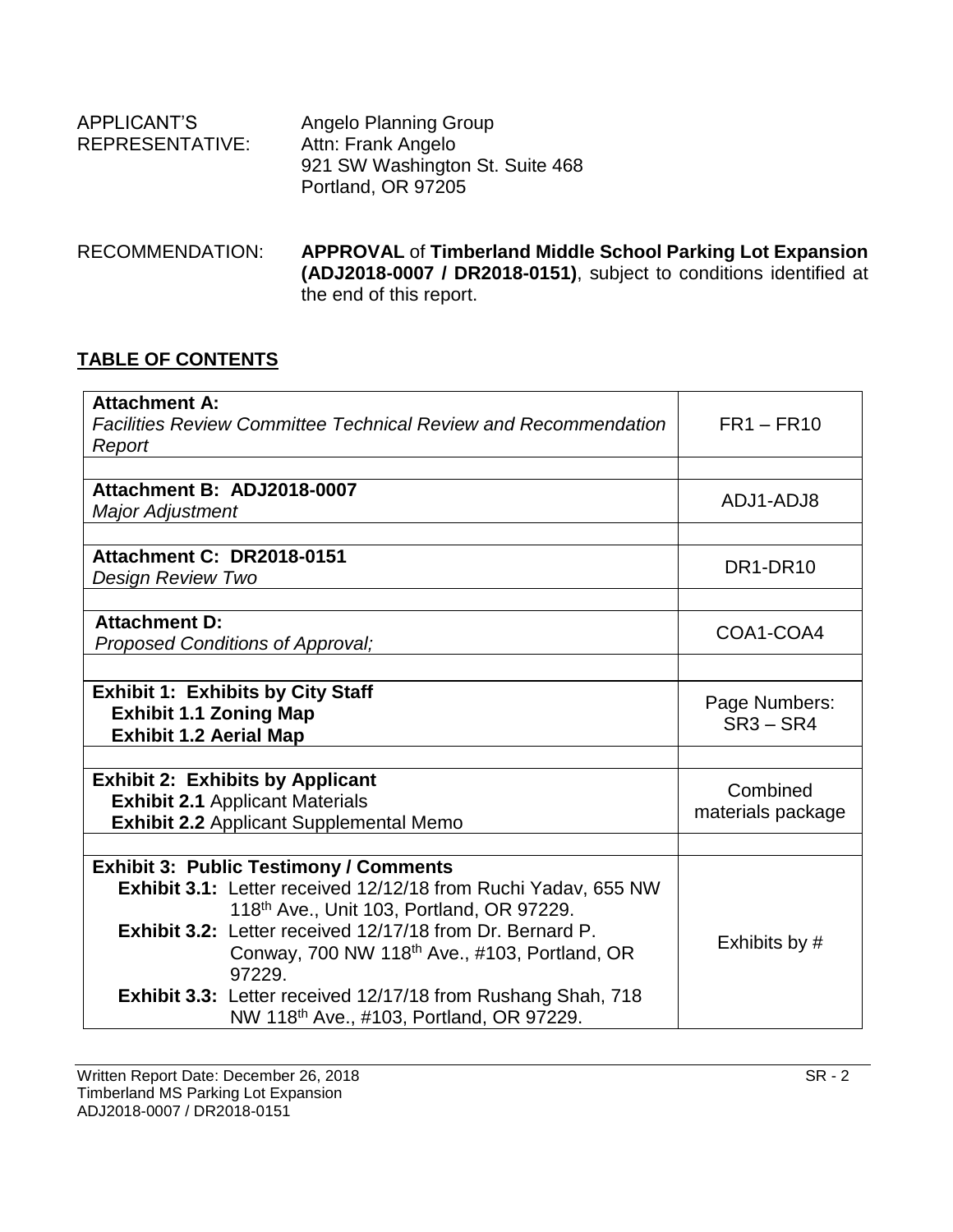APPLICANT'S REPRESENTATIVE: Angelo Planning Group
Attn: Frank Angelo
921 SW Washington St. Suite 468
Portland, OR 97205

RECOMMENDATION: **APPROVAL** of **Timberland Middle School Parking Lot Expansion (ADJ2018-0007 / DR2018-0151)**, subject to conditions identified at the end of this report.

**TABLE OF CONTENTS**

| | |
|---|---|
| **Attachment A:** *Facilities Review Committee Technical Review and Recommendation Report* | FR1 – FR10 |
| | |
| **Attachment B: ADJ2018-0007** *Major Adjustment* | ADJ1-ADJ8 |
| | |
| **Attachment C: DR2018-0151** *Design Review Two* | DR1-DR10 |
| | |
| **Attachment D:** *Proposed Conditions of Approval;* | COA1-COA4 |
| | |
| **Exhibit 1: Exhibits by City Staff** **Exhibit 1.1 Zoning Map** **Exhibit 1.2 Aerial Map** | Page Numbers: SR3 – SR4 |
| | |
| **Exhibit 2: Exhibits by Applicant** **Exhibit 2.1** Applicant Materials **Exhibit 2.2** Applicant Supplemental Memo | Combined materials package |
| | |
| **Exhibit 3: Public Testimony / Comments** **Exhibit 3.1:** Letter received 12/12/18 from Ruchi Yadav, 655 NW 118th Ave., Unit 103, Portland, OR 97229. **Exhibit 3.2:** Letter received 12/17/18 from Dr. Bernard P. Conway, 700 NW 118th Ave., #103, Portland, OR 97229. **Exhibit 3.3:** Letter received 12/17/18 from Rushang Shah, 718 NW 118th Ave., #103, Portland, OR 97229. | Exhibits by # |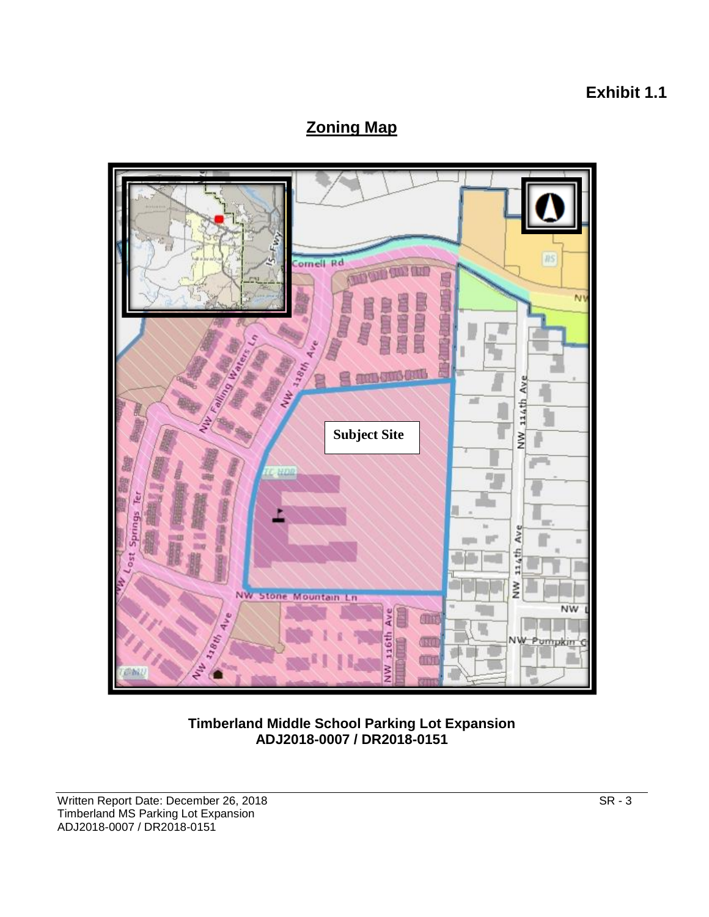**Exhibit 1.1**

## Zoning Map

**Timberland Middle School Parking Lot Expansion**
**ADJ2018-0007 / DR2018-0151**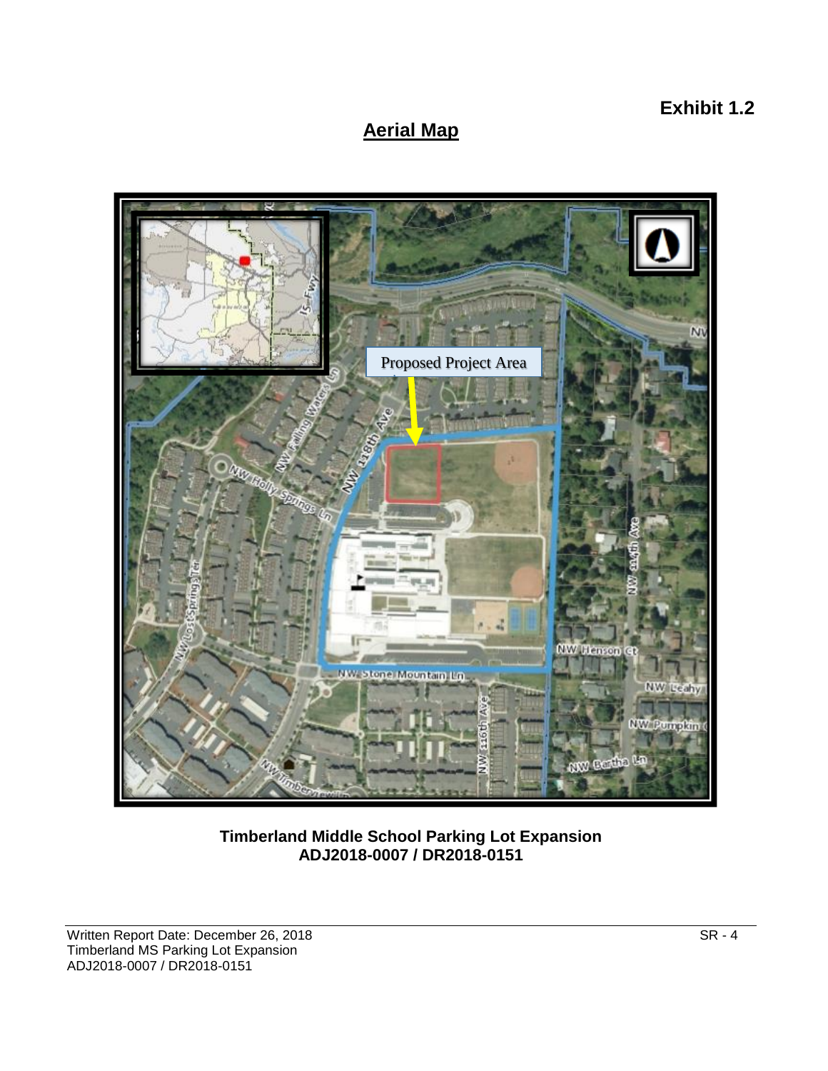**Exhibit 1.2**

## Aerial Map

Proposed Project Area

**Timberland Middle School Parking Lot Expansion**
**ADJ2018-0007 / DR2018-0151**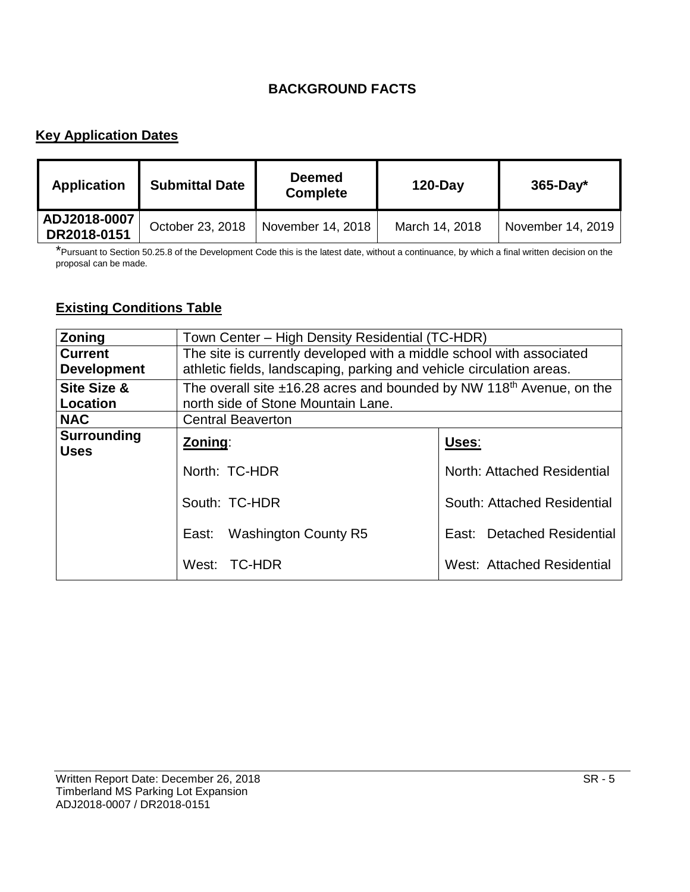## BACKGROUND FACTS

### Key Application Dates

| Application | Submittal Date | Deemed Complete | 120-Day | 365-Day* |
|---|---|---|---|---|
| ADJ2018-0007 DR2018-0151 | October 23, 2018 | November 14, 2018 | March 14, 2018 | November 14, 2019 |

*Pursuant to Section 50.25.8 of the Development Code this is the latest date, without a continuance, by which a final written decision on the proposal can be made.

### Existing Conditions Table

| | | |
|---|---|---|
| **Zoning** | Town Center – High Density Residential (TC-HDR) | |
| **Current Development** | The site is currently developed with a middle school with associated athletic fields, landscaping, parking and vehicle circulation areas. | |
| **Site Size & Location** | The overall site ±16.28 acres and bounded by NW 118th Avenue, on the north side of Stone Mountain Lane. | |
| **NAC** | Central Beaverton | |
| **Surrounding Uses** | **Zoning**: | **Uses**: |
| | North: TC-HDR | North: Attached Residential |
| | South: TC-HDR | South: Attached Residential |
| | East: Washington County R5 | East: Detached Residential |
| | West: TC-HDR | West: Attached Residential |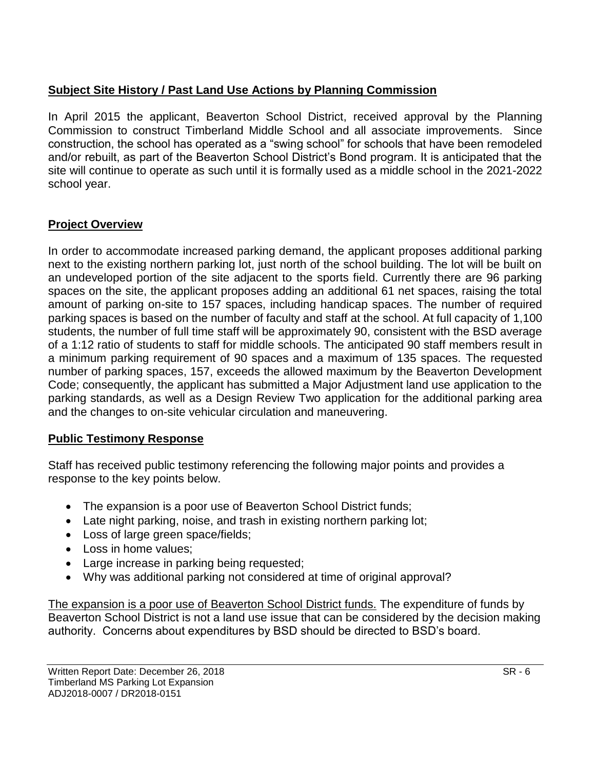## Subject Site History / Past Land Use Actions by Planning Commission

In April 2015 the applicant, Beaverton School District, received approval by the Planning Commission to construct Timberland Middle School and all associate improvements. Since construction, the school has operated as a "swing school" for schools that have been remodeled and/or rebuilt, as part of the Beaverton School District's Bond program. It is anticipated that the site will continue to operate as such until it is formally used as a middle school in the 2021-2022 school year.

## Project Overview

In order to accommodate increased parking demand, the applicant proposes additional parking next to the existing northern parking lot, just north of the school building. The lot will be built on an undeveloped portion of the site adjacent to the sports field. Currently there are 96 parking spaces on the site, the applicant proposes adding an additional 61 net spaces, raising the total amount of parking on-site to 157 spaces, including handicap spaces. The number of required parking spaces is based on the number of faculty and staff at the school. At full capacity of 1,100 students, the number of full time staff will be approximately 90, consistent with the BSD average of a 1:12 ratio of students to staff for middle schools. The anticipated 90 staff members result in a minimum parking requirement of 90 spaces and a maximum of 135 spaces. The requested number of parking spaces, 157, exceeds the allowed maximum by the Beaverton Development Code; consequently, the applicant has submitted a Major Adjustment land use application to the parking standards, as well as a Design Review Two application for the additional parking area and the changes to on-site vehicular circulation and maneuvering.

## Public Testimony Response

Staff has received public testimony referencing the following major points and provides a response to the key points below.

- The expansion is a poor use of Beaverton School District funds;
- Late night parking, noise, and trash in existing northern parking lot;
- Loss of large green space/fields;
- Loss in home values;
- Large increase in parking being requested;
- Why was additional parking not considered at time of original approval?

The expansion is a poor use of Beaverton School District funds. The expenditure of funds by Beaverton School District is not a land use issue that can be considered by the decision making authority. Concerns about expenditures by BSD should be directed to BSD's board.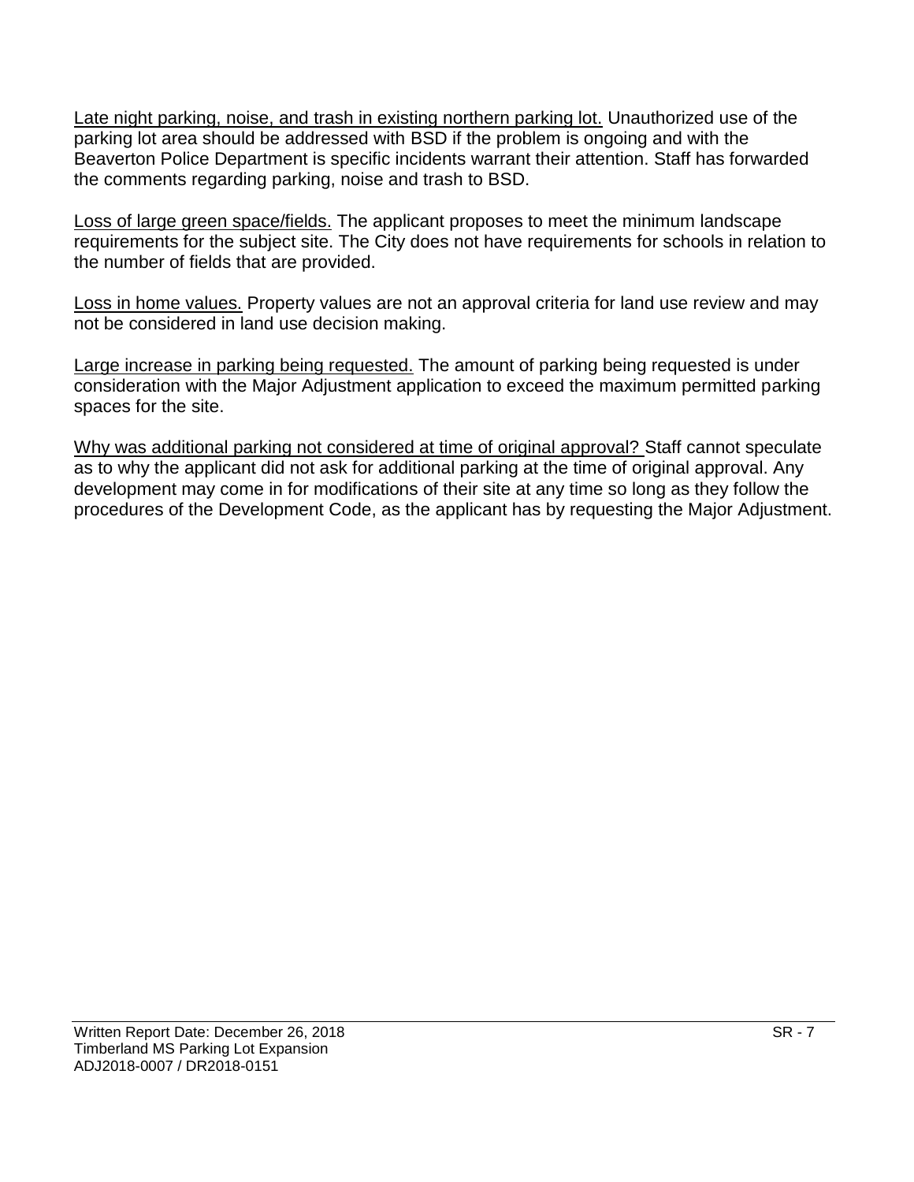Late night parking, noise, and trash in existing northern parking lot. Unauthorized use of the parking lot area should be addressed with BSD if the problem is ongoing and with the Beaverton Police Department is specific incidents warrant their attention. Staff has forwarded the comments regarding parking, noise and trash to BSD.

Loss of large green space/fields. The applicant proposes to meet the minimum landscape requirements for the subject site. The City does not have requirements for schools in relation to the number of fields that are provided.

Loss in home values. Property values are not an approval criteria for land use review and may not be considered in land use decision making.

Large increase in parking being requested. The amount of parking being requested is under consideration with the Major Adjustment application to exceed the maximum permitted parking spaces for the site.

Why was additional parking not considered at time of original approval? Staff cannot speculate as to why the applicant did not ask for additional parking at the time of original approval. Any development may come in for modifications of their site at any time so long as they follow the procedures of the Development Code, as the applicant has by requesting the Major Adjustment.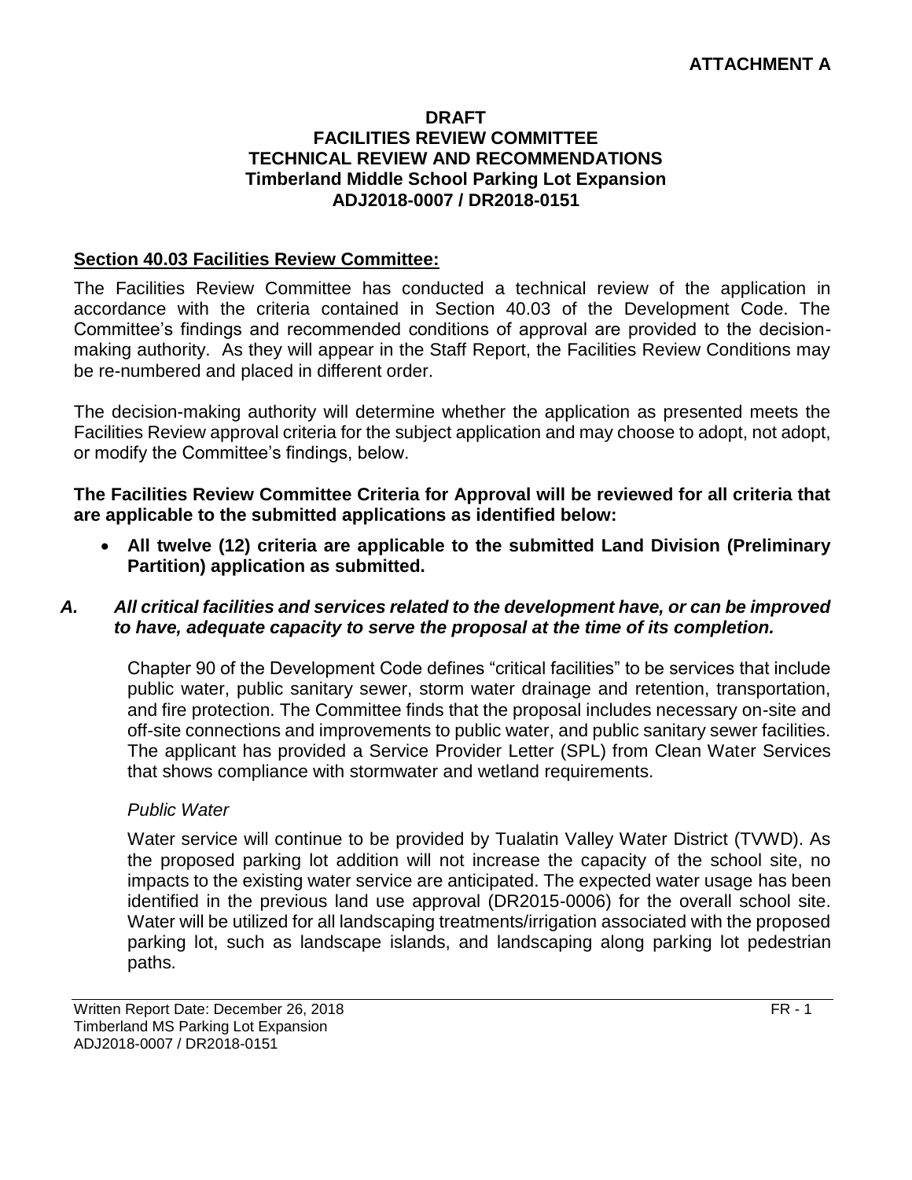**ATTACHMENT A**

**DRAFT**
**FACILITIES REVIEW COMMITTEE**
**TECHNICAL REVIEW AND RECOMMENDATIONS**
**Timberland Middle School Parking Lot Expansion**
**ADJ2018-0007 / DR2018-0151**

## Section 40.03 Facilities Review Committee:

The Facilities Review Committee has conducted a technical review of the application in accordance with the criteria contained in Section 40.03 of the Development Code. The Committee's findings and recommended conditions of approval are provided to the decision-making authority. As they will appear in the Staff Report, the Facilities Review Conditions may be re-numbered and placed in different order.

The decision-making authority will determine whether the application as presented meets the Facilities Review approval criteria for the subject application and may choose to adopt, not adopt, or modify the Committee's findings, below.

**The Facilities Review Committee Criteria for Approval will be reviewed for all criteria that are applicable to the submitted applications as identified below:**

- **All twelve (12) criteria are applicable to the submitted Land Division (Preliminary Partition) application as submitted.**

***A. All critical facilities and services related to the development have, or can be improved to have, adequate capacity to serve the proposal at the time of its completion.***

Chapter 90 of the Development Code defines "critical facilities" to be services that include public water, public sanitary sewer, storm water drainage and retention, transportation, and fire protection. The Committee finds that the proposal includes necessary on-site and off-site connections and improvements to public water, and public sanitary sewer facilities. The applicant has provided a Service Provider Letter (SPL) from Clean Water Services that shows compliance with stormwater and wetland requirements.

*Public Water*

Water service will continue to be provided by Tualatin Valley Water District (TVWD). As the proposed parking lot addition will not increase the capacity of the school site, no impacts to the existing water service are anticipated. The expected water usage has been identified in the previous land use approval (DR2015-0006) for the overall school site. Water will be utilized for all landscaping treatments/irrigation associated with the proposed parking lot, such as landscape islands, and landscaping along parking lot pedestrian paths.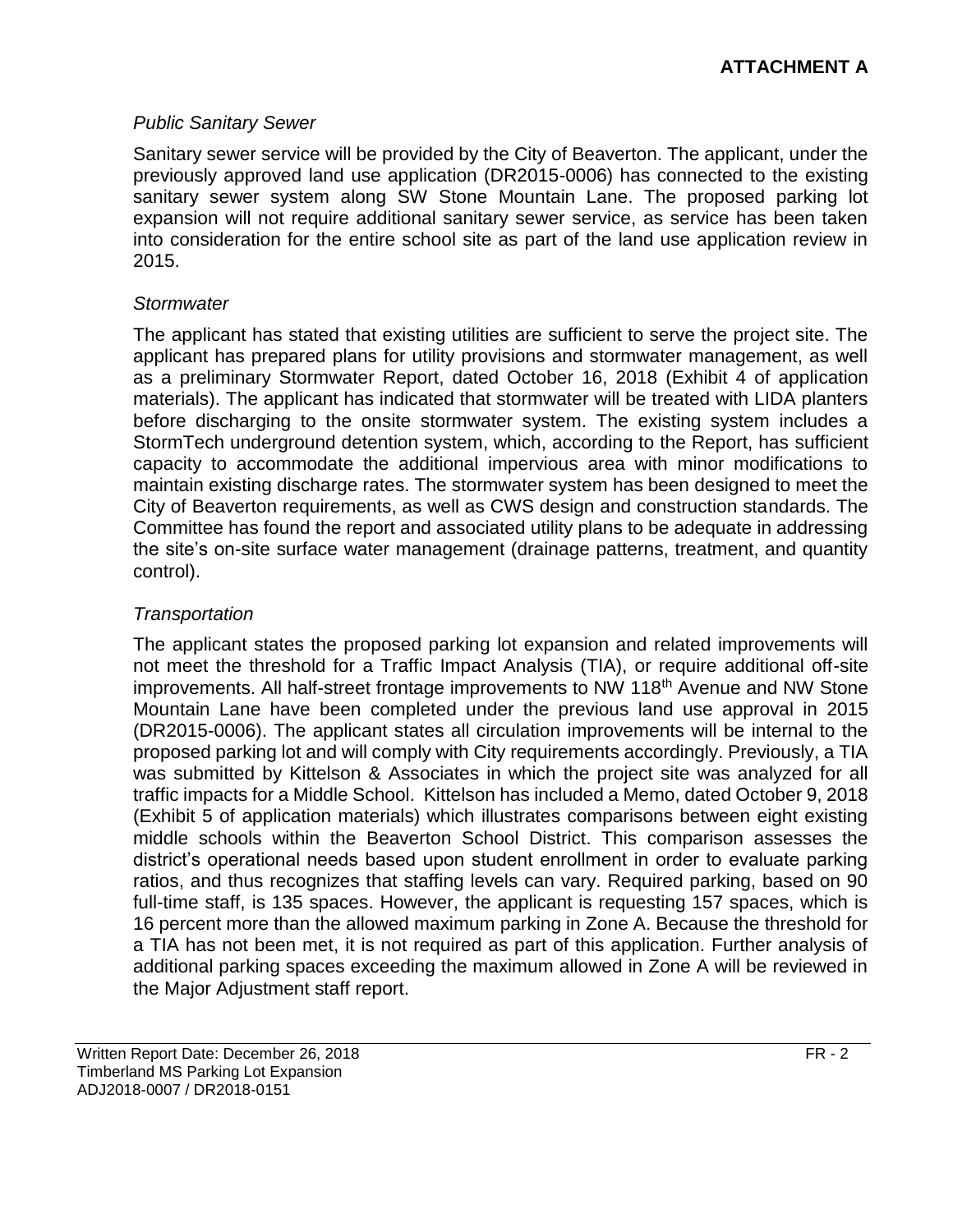**ATTACHMENT A**

*Public Sanitary Sewer*

Sanitary sewer service will be provided by the City of Beaverton. The applicant, under the previously approved land use application (DR2015-0006) has connected to the existing sanitary sewer system along SW Stone Mountain Lane. The proposed parking lot expansion will not require additional sanitary sewer service, as service has been taken into consideration for the entire school site as part of the land use application review in 2015.

*Stormwater*

The applicant has stated that existing utilities are sufficient to serve the project site. The applicant has prepared plans for utility provisions and stormwater management, as well as a preliminary Stormwater Report, dated October 16, 2018 (Exhibit 4 of application materials). The applicant has indicated that stormwater will be treated with LIDA planters before discharging to the onsite stormwater system. The existing system includes a StormTech underground detention system, which, according to the Report, has sufficient capacity to accommodate the additional impervious area with minor modifications to maintain existing discharge rates. The stormwater system has been designed to meet the City of Beaverton requirements, as well as CWS design and construction standards. The Committee has found the report and associated utility plans to be adequate in addressing the site's on-site surface water management (drainage patterns, treatment, and quantity control).

*Transportation*

The applicant states the proposed parking lot expansion and related improvements will not meet the threshold for a Traffic Impact Analysis (TIA), or require additional off-site improvements. All half-street frontage improvements to NW 118th Avenue and NW Stone Mountain Lane have been completed under the previous land use approval in 2015 (DR2015-0006). The applicant states all circulation improvements will be internal to the proposed parking lot and will comply with City requirements accordingly. Previously, a TIA was submitted by Kittelson & Associates in which the project site was analyzed for all traffic impacts for a Middle School. Kittelson has included a Memo, dated October 9, 2018 (Exhibit 5 of application materials) which illustrates comparisons between eight existing middle schools within the Beaverton School District. This comparison assesses the district's operational needs based upon student enrollment in order to evaluate parking ratios, and thus recognizes that staffing levels can vary. Required parking, based on 90 full-time staff, is 135 spaces. However, the applicant is requesting 157 spaces, which is 16 percent more than the allowed maximum parking in Zone A. Because the threshold for a TIA has not been met, it is not required as part of this application. Further analysis of additional parking spaces exceeding the maximum allowed in Zone A will be reviewed in the Major Adjustment staff report.

Written Report Date: December 26, 2018
Timberland MS Parking Lot Expansion
ADJ2018-0007 / DR2018-0151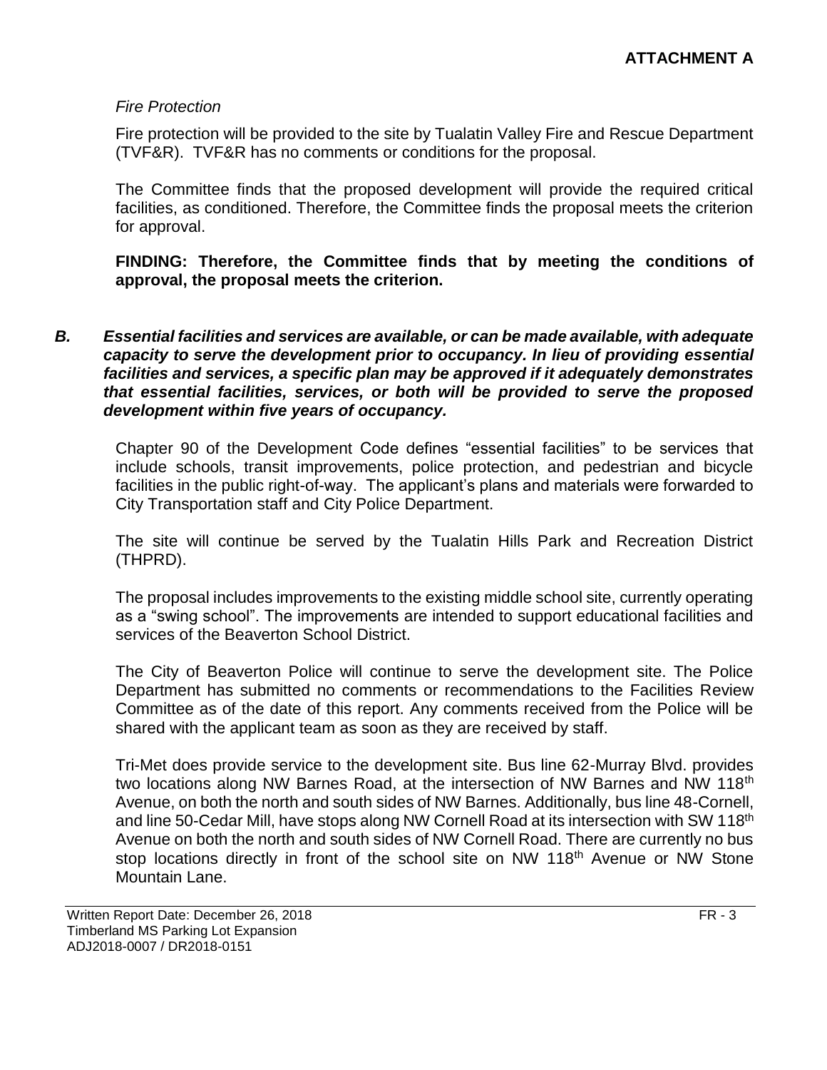*Fire Protection*

Fire protection will be provided to the site by Tualatin Valley Fire and Rescue Department (TVF&R). TVF&R has no comments or conditions for the proposal.

The Committee finds that the proposed development will provide the required critical facilities, as conditioned. Therefore, the Committee finds the proposal meets the criterion for approval.

**FINDING: Therefore, the Committee finds that by meeting the conditions of approval, the proposal meets the criterion.**

***B. Essential facilities and services are available, or can be made available, with adequate capacity to serve the development prior to occupancy. In lieu of providing essential facilities and services, a specific plan may be approved if it adequately demonstrates that essential facilities, services, or both will be provided to serve the proposed development within five years of occupancy.***

Chapter 90 of the Development Code defines "essential facilities" to be services that include schools, transit improvements, police protection, and pedestrian and bicycle facilities in the public right-of-way. The applicant's plans and materials were forwarded to City Transportation staff and City Police Department.

The site will continue be served by the Tualatin Hills Park and Recreation District (THPRD).

The proposal includes improvements to the existing middle school site, currently operating as a "swing school". The improvements are intended to support educational facilities and services of the Beaverton School District.

The City of Beaverton Police will continue to serve the development site. The Police Department has submitted no comments or recommendations to the Facilities Review Committee as of the date of this report. Any comments received from the Police will be shared with the applicant team as soon as they are received by staff.

Tri-Met does provide service to the development site. Bus line 62-Murray Blvd. provides two locations along NW Barnes Road, at the intersection of NW Barnes and NW 118th Avenue, on both the north and south sides of NW Barnes. Additionally, bus line 48-Cornell, and line 50-Cedar Mill, have stops along NW Cornell Road at its intersection with SW 118th Avenue on both the north and south sides of NW Cornell Road. There are currently no bus stop locations directly in front of the school site on NW 118th Avenue or NW Stone Mountain Lane.

Written Report Date: December 26, 2018
Timberland MS Parking Lot Expansion
ADJ2018-0007 / DR2018-0151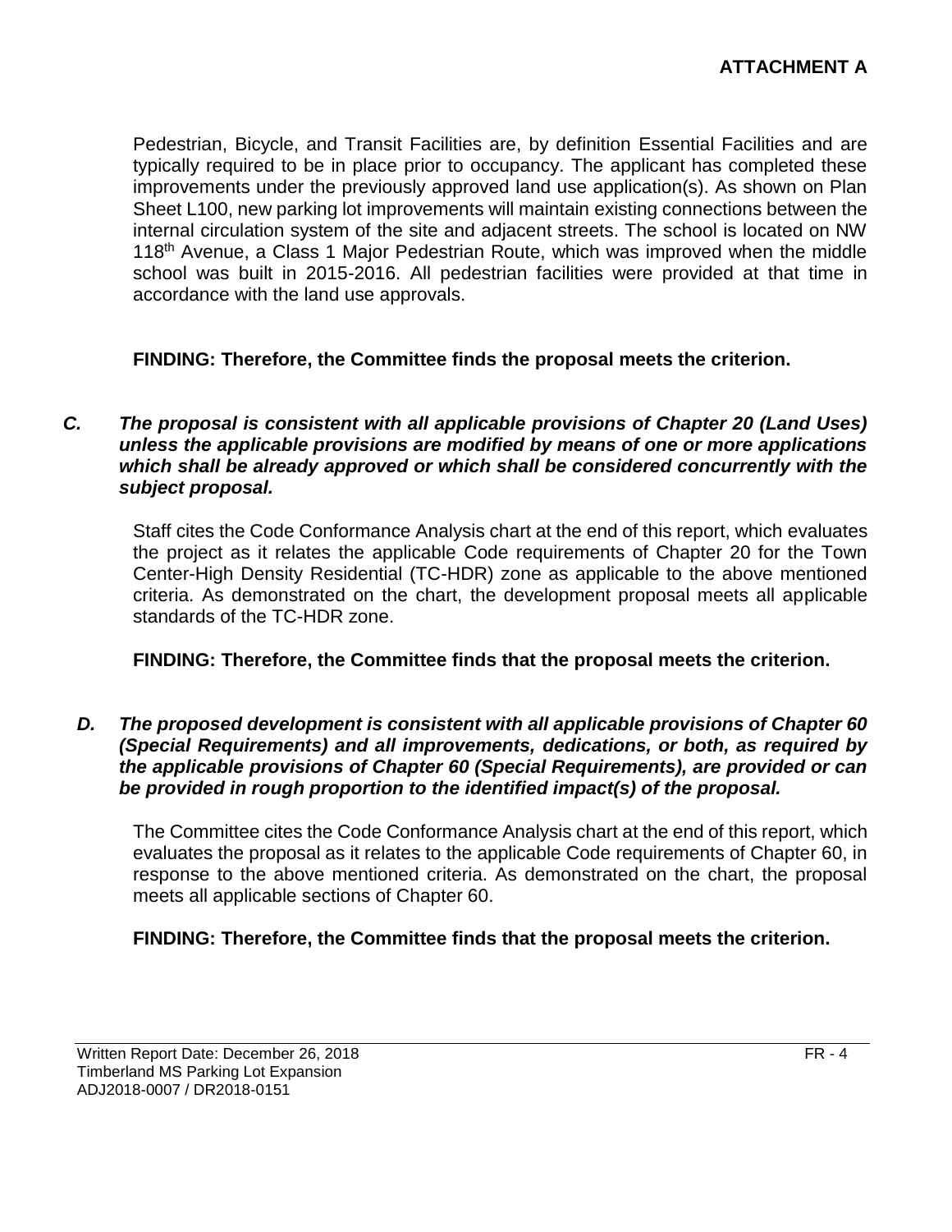Pedestrian, Bicycle, and Transit Facilities are, by definition Essential Facilities and are typically required to be in place prior to occupancy. The applicant has completed these improvements under the previously approved land use application(s). As shown on Plan Sheet L100, new parking lot improvements will maintain existing connections between the internal circulation system of the site and adjacent streets. The school is located on NW 118th Avenue, a Class 1 Major Pedestrian Route, which was improved when the middle school was built in 2015-2016. All pedestrian facilities were provided at that time in accordance with the land use approvals.

**FINDING: Therefore, the Committee finds the proposal meets the criterion.**

***C. The proposal is consistent with all applicable provisions of Chapter 20 (Land Uses) unless the applicable provisions are modified by means of one or more applications which shall be already approved or which shall be considered concurrently with the subject proposal.***

Staff cites the Code Conformance Analysis chart at the end of this report, which evaluates the project as it relates the applicable Code requirements of Chapter 20 for the Town Center-High Density Residential (TC-HDR) zone as applicable to the above mentioned criteria. As demonstrated on the chart, the development proposal meets all applicable standards of the TC-HDR zone.

**FINDING: Therefore, the Committee finds that the proposal meets the criterion.**

***D. The proposed development is consistent with all applicable provisions of Chapter 60 (Special Requirements) and all improvements, dedications, or both, as required by the applicable provisions of Chapter 60 (Special Requirements), are provided or can be provided in rough proportion to the identified impact(s) of the proposal.***

The Committee cites the Code Conformance Analysis chart at the end of this report, which evaluates the proposal as it relates to the applicable Code requirements of Chapter 60, in response to the above mentioned criteria. As demonstrated on the chart, the proposal meets all applicable sections of Chapter 60.

**FINDING: Therefore, the Committee finds that the proposal meets the criterion.**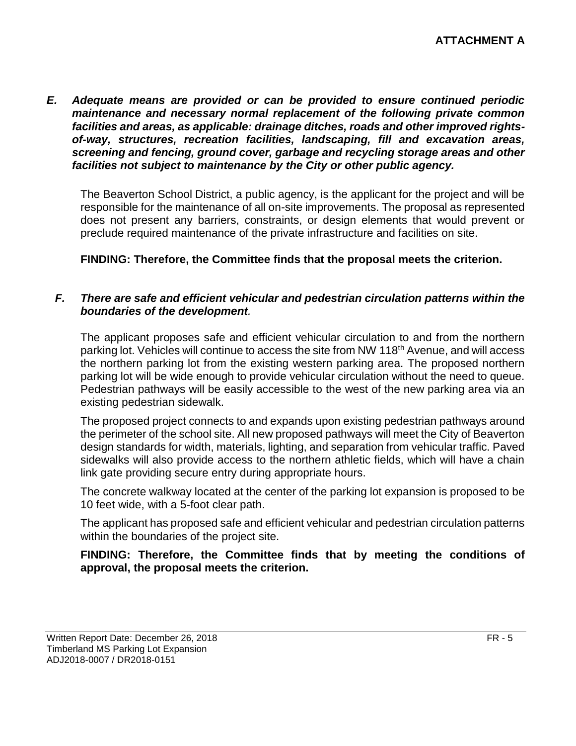**ATTACHMENT A**

***E. Adequate means are provided or can be provided to ensure continued periodic maintenance and necessary normal replacement of the following private common facilities and areas, as applicable: drainage ditches, roads and other improved rights-of-way, structures, recreation facilities, landscaping, fill and excavation areas, screening and fencing, ground cover, garbage and recycling storage areas and other facilities not subject to maintenance by the City or other public agency.***

The Beaverton School District, a public agency, is the applicant for the project and will be responsible for the maintenance of all on-site improvements. The proposal as represented does not present any barriers, constraints, or design elements that would prevent or preclude required maintenance of the private infrastructure and facilities on site.

**FINDING: Therefore, the Committee finds that the proposal meets the criterion.**

***F. There are safe and efficient vehicular and pedestrian circulation patterns within the boundaries of the development.***

The applicant proposes safe and efficient vehicular circulation to and from the northern parking lot. Vehicles will continue to access the site from NW 118th Avenue, and will access the northern parking lot from the existing western parking area. The proposed northern parking lot will be wide enough to provide vehicular circulation without the need to queue. Pedestrian pathways will be easily accessible to the west of the new parking area via an existing pedestrian sidewalk.

The proposed project connects to and expands upon existing pedestrian pathways around the perimeter of the school site. All new proposed pathways will meet the City of Beaverton design standards for width, materials, lighting, and separation from vehicular traffic. Paved sidewalks will also provide access to the northern athletic fields, which will have a chain link gate providing secure entry during appropriate hours.

The concrete walkway located at the center of the parking lot expansion is proposed to be 10 feet wide, with a 5-foot clear path.

The applicant has proposed safe and efficient vehicular and pedestrian circulation patterns within the boundaries of the project site.

**FINDING: Therefore, the Committee finds that by meeting the conditions of approval, the proposal meets the criterion.**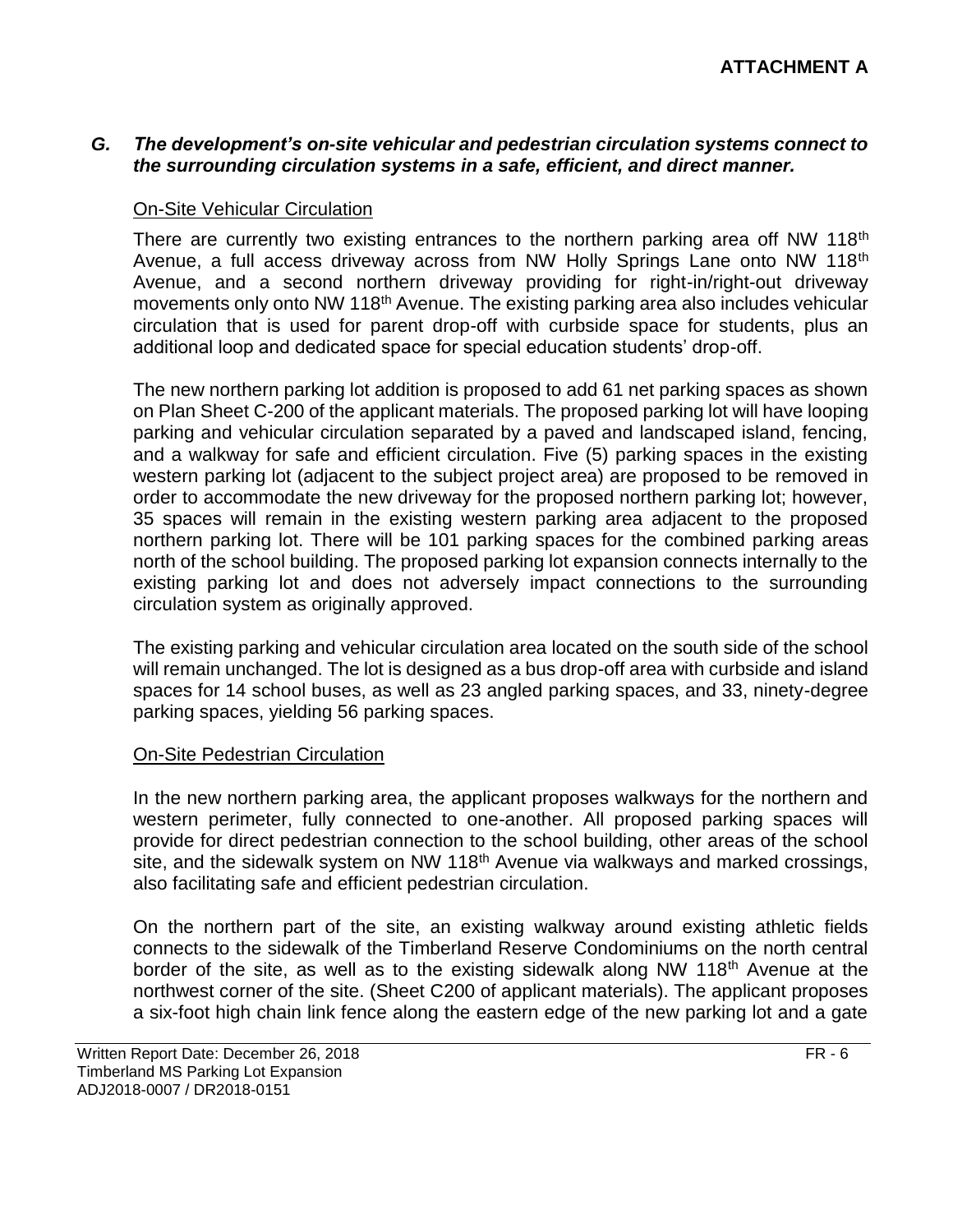**ATTACHMENT A**

***G. The development's on-site vehicular and pedestrian circulation systems connect to the surrounding circulation systems in a safe, efficient, and direct manner.***

On-Site Vehicular Circulation

There are currently two existing entrances to the northern parking area off NW 118th Avenue, a full access driveway across from NW Holly Springs Lane onto NW 118th Avenue, and a second northern driveway providing for right-in/right-out driveway movements only onto NW 118th Avenue. The existing parking area also includes vehicular circulation that is used for parent drop-off with curbside space for students, plus an additional loop and dedicated space for special education students' drop-off.

The new northern parking lot addition is proposed to add 61 net parking spaces as shown on Plan Sheet C-200 of the applicant materials. The proposed parking lot will have looping parking and vehicular circulation separated by a paved and landscaped island, fencing, and a walkway for safe and efficient circulation. Five (5) parking spaces in the existing western parking lot (adjacent to the subject project area) are proposed to be removed in order to accommodate the new driveway for the proposed northern parking lot; however, 35 spaces will remain in the existing western parking area adjacent to the proposed northern parking lot. There will be 101 parking spaces for the combined parking areas north of the school building. The proposed parking lot expansion connects internally to the existing parking lot and does not adversely impact connections to the surrounding circulation system as originally approved.

The existing parking and vehicular circulation area located on the south side of the school will remain unchanged. The lot is designed as a bus drop-off area with curbside and island spaces for 14 school buses, as well as 23 angled parking spaces, and 33, ninety-degree parking spaces, yielding 56 parking spaces.

On-Site Pedestrian Circulation

In the new northern parking area, the applicant proposes walkways for the northern and western perimeter, fully connected to one-another. All proposed parking spaces will provide for direct pedestrian connection to the school building, other areas of the school site, and the sidewalk system on NW 118th Avenue via walkways and marked crossings, also facilitating safe and efficient pedestrian circulation.

On the northern part of the site, an existing walkway around existing athletic fields connects to the sidewalk of the Timberland Reserve Condominiums on the north central border of the site, as well as to the existing sidewalk along NW 118th Avenue at the northwest corner of the site. (Sheet C200 of applicant materials). The applicant proposes a six-foot high chain link fence along the eastern edge of the new parking lot and a gate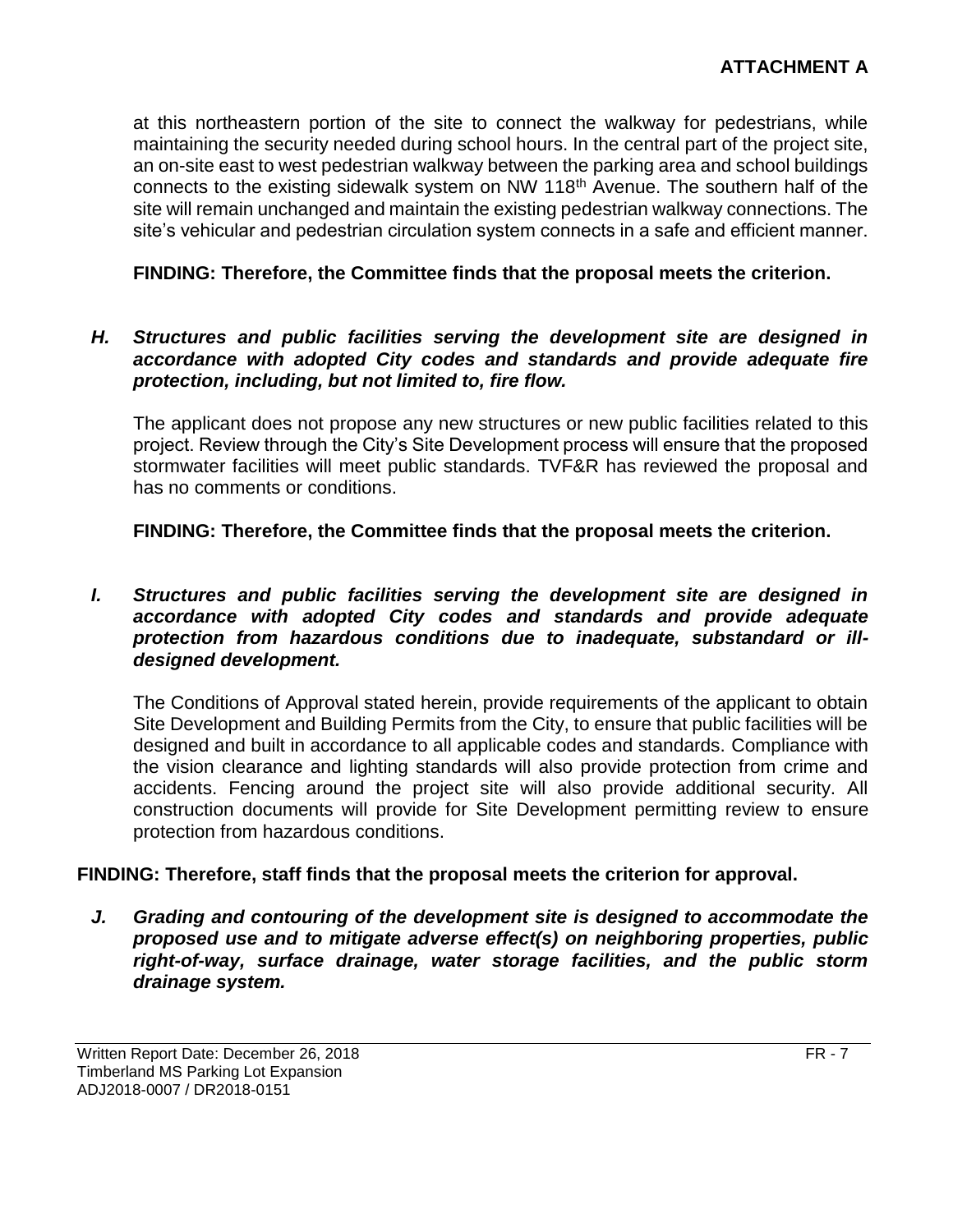at this northeastern portion of the site to connect the walkway for pedestrians, while maintaining the security needed during school hours. In the central part of the project site, an on-site east to west pedestrian walkway between the parking area and school buildings connects to the existing sidewalk system on NW 118th Avenue. The southern half of the site will remain unchanged and maintain the existing pedestrian walkway connections. The site's vehicular and pedestrian circulation system connects in a safe and efficient manner.

**FINDING: Therefore, the Committee finds that the proposal meets the criterion.**

***H. Structures and public facilities serving the development site are designed in accordance with adopted City codes and standards and provide adequate fire protection, including, but not limited to, fire flow.***

The applicant does not propose any new structures or new public facilities related to this project. Review through the City's Site Development process will ensure that the proposed stormwater facilities will meet public standards. TVF&R has reviewed the proposal and has no comments or conditions.

**FINDING: Therefore, the Committee finds that the proposal meets the criterion.**

***I. Structures and public facilities serving the development site are designed in accordance with adopted City codes and standards and provide adequate protection from hazardous conditions due to inadequate, substandard or ill-designed development.***

The Conditions of Approval stated herein, provide requirements of the applicant to obtain Site Development and Building Permits from the City, to ensure that public facilities will be designed and built in accordance to all applicable codes and standards. Compliance with the vision clearance and lighting standards will also provide protection from crime and accidents. Fencing around the project site will also provide additional security. All construction documents will provide for Site Development permitting review to ensure protection from hazardous conditions.

**FINDING: Therefore, staff finds that the proposal meets the criterion for approval.**

***J. Grading and contouring of the development site is designed to accommodate the proposed use and to mitigate adverse effect(s) on neighboring properties, public right-of-way, surface drainage, water storage facilities, and the public storm drainage system.***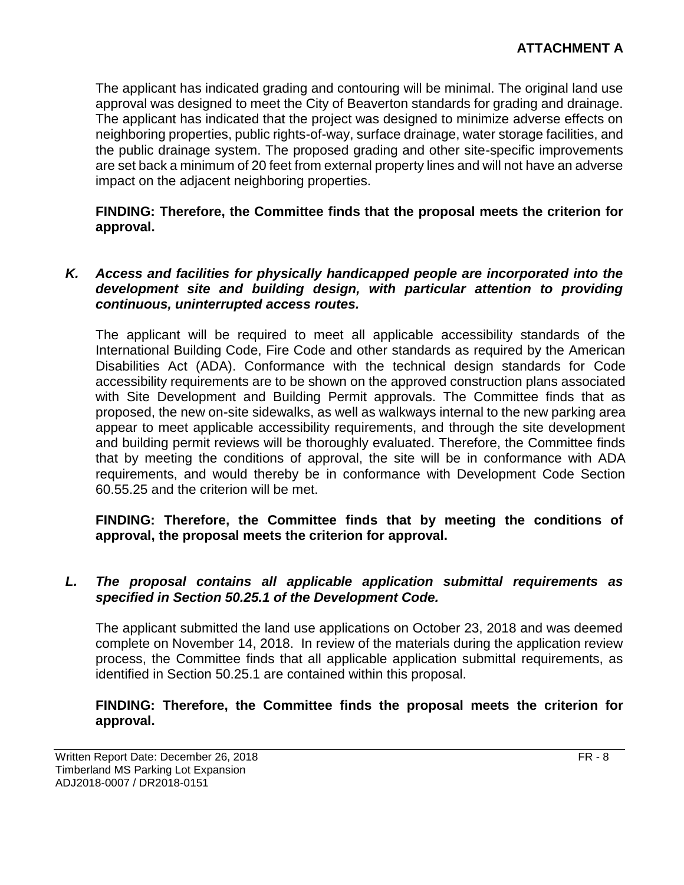The applicant has indicated grading and contouring will be minimal. The original land use approval was designed to meet the City of Beaverton standards for grading and drainage. The applicant has indicated that the project was designed to minimize adverse effects on neighboring properties, public rights-of-way, surface drainage, water storage facilities, and the public drainage system. The proposed grading and other site-specific improvements are set back a minimum of 20 feet from external property lines and will not have an adverse impact on the adjacent neighboring properties.

**FINDING: Therefore, the Committee finds that the proposal meets the criterion for approval.**

***K. Access and facilities for physically handicapped people are incorporated into the development site and building design, with particular attention to providing continuous, uninterrupted access routes.***

The applicant will be required to meet all applicable accessibility standards of the International Building Code, Fire Code and other standards as required by the American Disabilities Act (ADA). Conformance with the technical design standards for Code accessibility requirements are to be shown on the approved construction plans associated with Site Development and Building Permit approvals. The Committee finds that as proposed, the new on-site sidewalks, as well as walkways internal to the new parking area appear to meet applicable accessibility requirements, and through the site development and building permit reviews will be thoroughly evaluated. Therefore, the Committee finds that by meeting the conditions of approval, the site will be in conformance with ADA requirements, and would thereby be in conformance with Development Code Section 60.55.25 and the criterion will be met.

**FINDING: Therefore, the Committee finds that by meeting the conditions of approval, the proposal meets the criterion for approval.**

***L. The proposal contains all applicable application submittal requirements as specified in Section 50.25.1 of the Development Code.***

The applicant submitted the land use applications on October 23, 2018 and was deemed complete on November 14, 2018. In review of the materials during the application review process, the Committee finds that all applicable application submittal requirements, as identified in Section 50.25.1 are contained within this proposal.

**FINDING: Therefore, the Committee finds the proposal meets the criterion for approval.**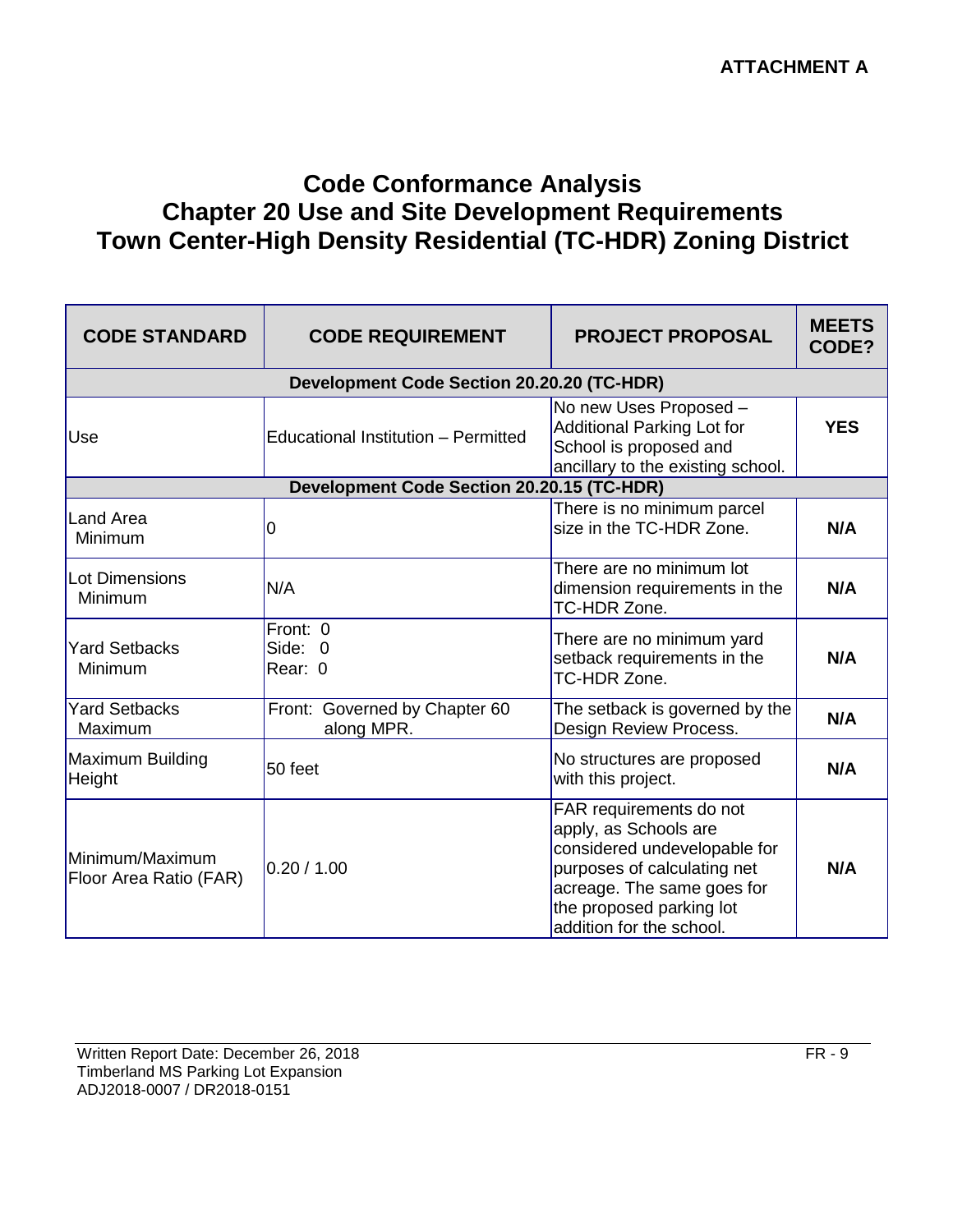**ATTACHMENT A**

# Code Conformance Analysis
# Chapter 20 Use and Site Development Requirements
# Town Center-High Density Residential (TC-HDR) Zoning District

| CODE STANDARD | CODE REQUIREMENT | PROJECT PROPOSAL | MEETS CODE? |
|---|---|---|---|
| **Development Code Section 20.20.20 (TC-HDR)** | | | |
| Use | Educational Institution – Permitted | No new Uses Proposed – Additional Parking Lot for School is proposed and ancillary to the existing school. | **YES** |
| **Development Code Section 20.20.15 (TC-HDR)** | | | |
| Land Area Minimum | 0 | There is no minimum parcel size in the TC-HDR Zone. | **N/A** |
| Lot Dimensions Minimum | N/A | There are no minimum lot dimension requirements in the TC-HDR Zone. | **N/A** |
| Yard Setbacks Minimum | Front: 0<br>Side: 0<br>Rear: 0 | There are no minimum yard setback requirements in the TC-HDR Zone. | **N/A** |
| Yard Setbacks Maximum | Front: Governed by Chapter 60 along MPR. | The setback is governed by the Design Review Process. | **N/A** |
| Maximum Building Height | 50 feet | No structures are proposed with this project. | **N/A** |
| Minimum/Maximum Floor Area Ratio (FAR) | 0.20 / 1.00 | FAR requirements do not apply, as Schools are considered undevelopable for purposes of calculating net acreage. The same goes for the proposed parking lot addition for the school. | **N/A** |

Written Report Date: December 26, 2018
Timberland MS Parking Lot Expansion
ADJ2018-0007 / DR2018-0151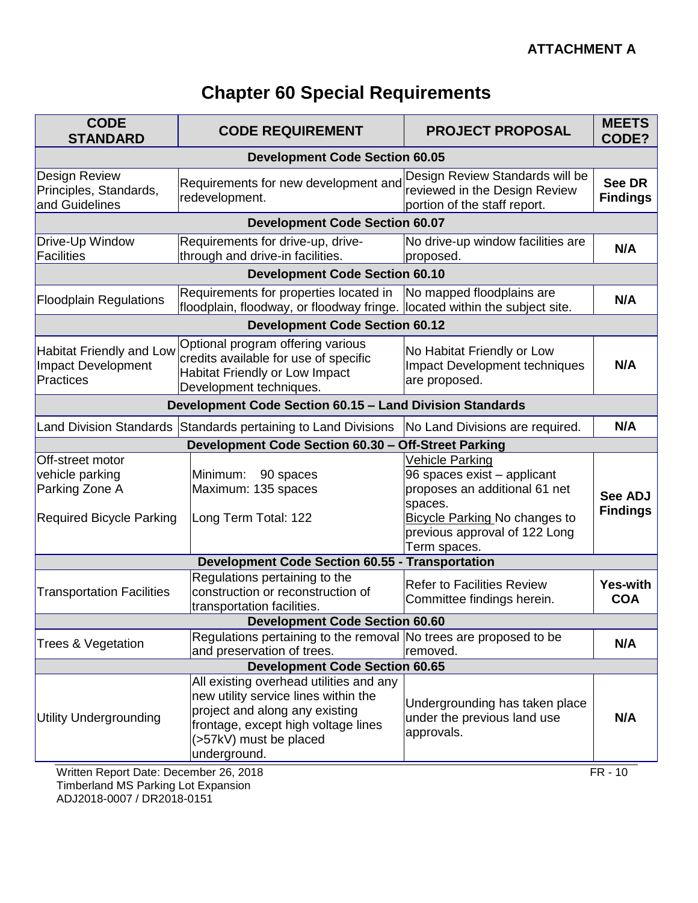**ATTACHMENT A**

# Chapter 60 Special Requirements

| CODE STANDARD | CODE REQUIREMENT | PROJECT PROPOSAL | MEETS CODE? |
|---|---|---|---|
| **Development Code Section 60.05** | | | |
| Design Review Principles, Standards, and Guidelines | Requirements for new development and redevelopment. | Design Review Standards will be reviewed in the Design Review portion of the staff report. | **See DR Findings** |
| **Development Code Section 60.07** | | | |
| Drive-Up Window Facilities | Requirements for drive-up, drive-through and drive-in facilities. | No drive-up window facilities are proposed. | **N/A** |
| **Development Code Section 60.10** | | | |
| Floodplain Regulations | Requirements for properties located in floodplain, floodway, or floodway fringe. | No mapped floodplains are located within the subject site. | **N/A** |
| **Development Code Section 60.12** | | | |
| Habitat Friendly and Low Impact Development Practices | Optional program offering various credits available for use of specific Habitat Friendly or Low Impact Development techniques. | No Habitat Friendly or Low Impact Development techniques are proposed. | **N/A** |
| **Development Code Section 60.15 – Land Division Standards** | | | |
| Land Division Standards | Standards pertaining to Land Divisions | No Land Divisions are required. | **N/A** |
| **Development Code Section 60.30 – Off-Street Parking** | | | |
| Off-street motor vehicle parking<br>Parking Zone A<br><br>Required Bicycle Parking | Minimum: 90 spaces<br>Maximum: 135 spaces<br><br>Long Term Total: 122 | Vehicle Parking<br>96 spaces exist – applicant proposes an additional 61 net spaces.<br>Bicycle Parking No changes to previous approval of 122 Long Term spaces. | **See ADJ Findings** |
| **Development Code Section 60.55 - Transportation** | | | |
| Transportation Facilities | Regulations pertaining to the construction or reconstruction of transportation facilities. | Refer to Facilities Review Committee findings herein. | **Yes-with COA** |
| **Development Code Section 60.60** | | | |
| Trees & Vegetation | Regulations pertaining to the removal and preservation of trees. | No trees are proposed to be removed. | **N/A** |
| **Development Code Section 60.65** | | | |
| Utility Undergrounding | All existing overhead utilities and any new utility service lines within the project and along any existing frontage, except high voltage lines (>57kV) must be placed underground. | Undergrounding has taken place under the previous land use approvals. | **N/A** |

Written Report Date: December 26, 2018
Timberland MS Parking Lot Expansion
ADJ2018-0007 / DR2018-0151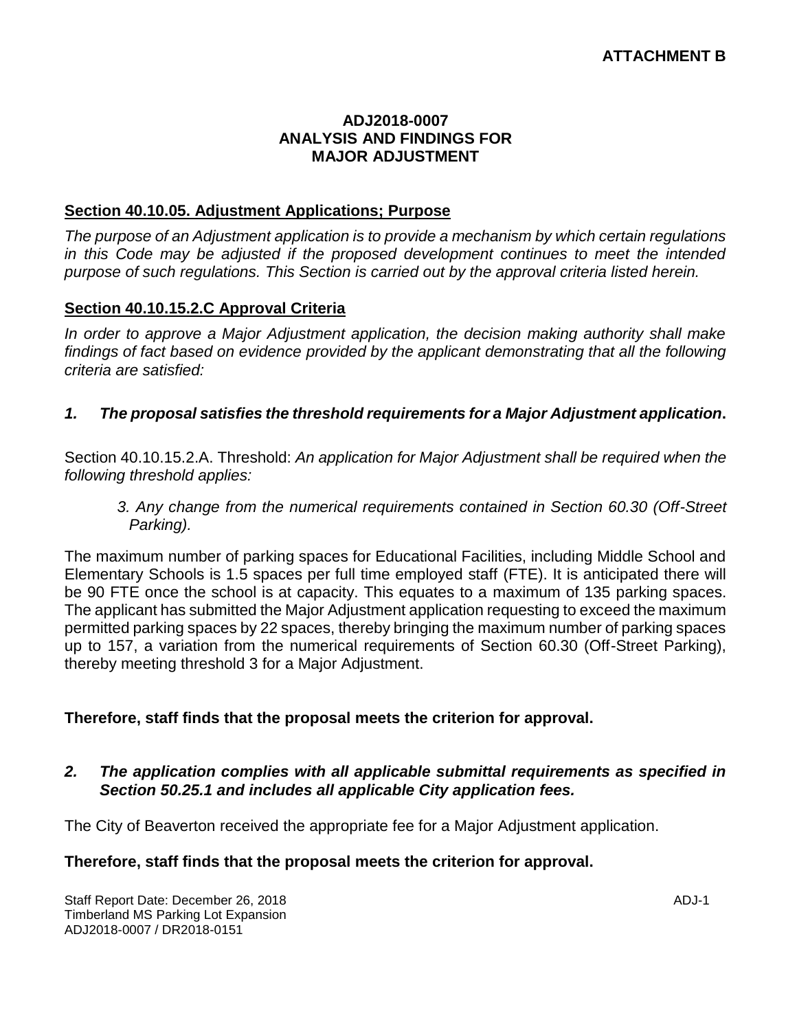**ATTACHMENT B**

# ADJ2018-0007
# ANALYSIS AND FINDINGS FOR MAJOR ADJUSTMENT

## Section 40.10.05. Adjustment Applications; Purpose

*The purpose of an Adjustment application is to provide a mechanism by which certain regulations in this Code may be adjusted if the proposed development continues to meet the intended purpose of such regulations. This Section is carried out by the approval criteria listed herein.*

## Section 40.10.15.2.C Approval Criteria

*In order to approve a Major Adjustment application, the decision making authority shall make findings of fact based on evidence provided by the applicant demonstrating that all the following criteria are satisfied:*

### *1. The proposal satisfies the threshold requirements for a Major Adjustment application*.

Section 40.10.15.2.A. Threshold: *An application for Major Adjustment shall be required when the following threshold applies:*

> *3. Any change from the numerical requirements contained in Section 60.30 (Off-Street Parking).*

The maximum number of parking spaces for Educational Facilities, including Middle School and Elementary Schools is 1.5 spaces per full time employed staff (FTE). It is anticipated there will be 90 FTE once the school is at capacity. This equates to a maximum of 135 parking spaces. The applicant has submitted the Major Adjustment application requesting to exceed the maximum permitted parking spaces by 22 spaces, thereby bringing the maximum number of parking spaces up to 157, a variation from the numerical requirements of Section 60.30 (Off-Street Parking), thereby meeting threshold 3 for a Major Adjustment.

**Therefore, staff finds that the proposal meets the criterion for approval.**

### *2. The application complies with all applicable submittal requirements as specified in Section 50.25.1 and includes all applicable City application fees.*

The City of Beaverton received the appropriate fee for a Major Adjustment application.

**Therefore, staff finds that the proposal meets the criterion for approval.**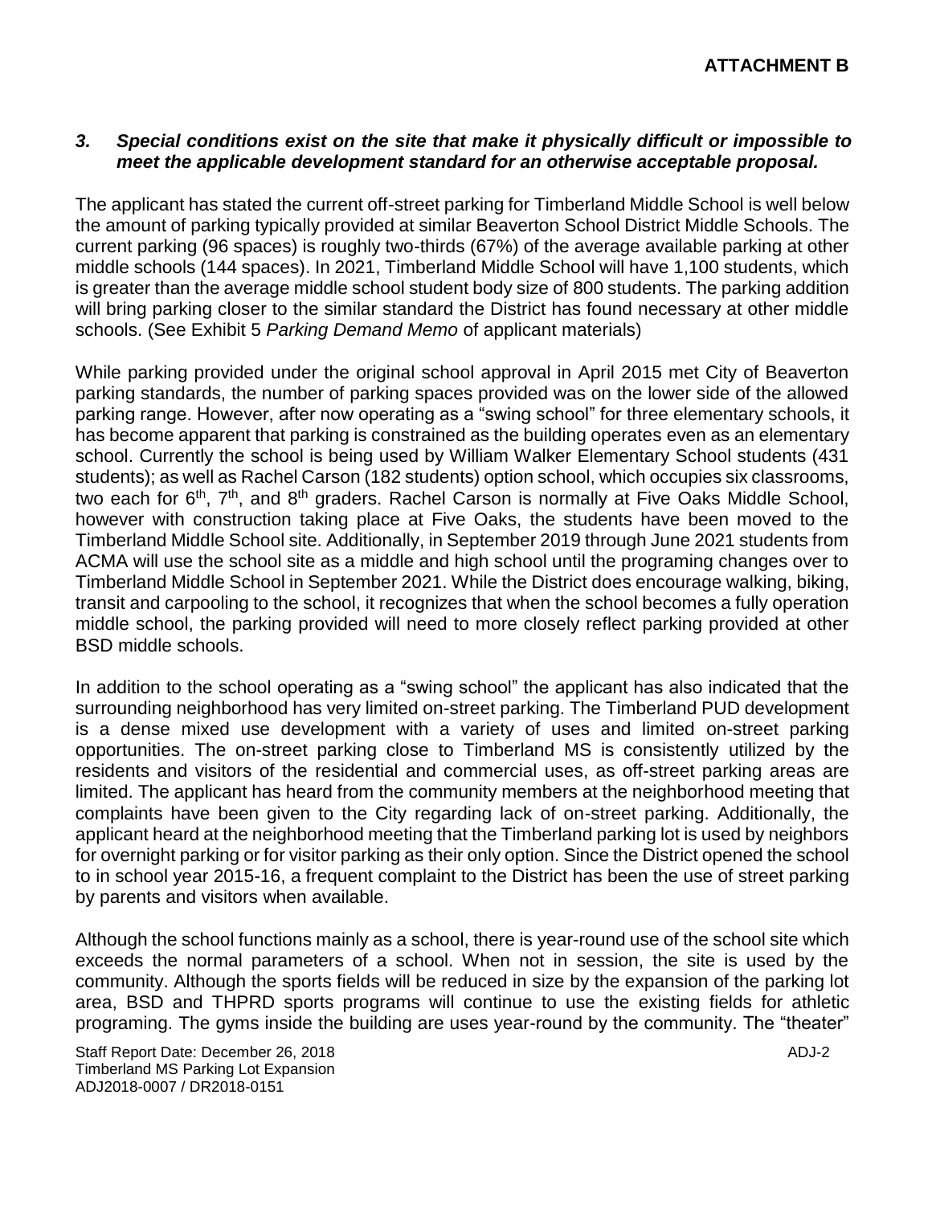**ATTACHMENT B**

### *3. Special conditions exist on the site that make it physically difficult or impossible to meet the applicable development standard for an otherwise acceptable proposal.*

The applicant has stated the current off-street parking for Timberland Middle School is well below the amount of parking typically provided at similar Beaverton School District Middle Schools. The current parking (96 spaces) is roughly two-thirds (67%) of the average available parking at other middle schools (144 spaces). In 2021, Timberland Middle School will have 1,100 students, which is greater than the average middle school student body size of 800 students. The parking addition will bring parking closer to the similar standard the District has found necessary at other middle schools. (See Exhibit 5 *Parking Demand Memo* of applicant materials)

While parking provided under the original school approval in April 2015 met City of Beaverton parking standards, the number of parking spaces provided was on the lower side of the allowed parking range. However, after now operating as a "swing school" for three elementary schools, it has become apparent that parking is constrained as the building operates even as an elementary school. Currently the school is being used by William Walker Elementary School students (431 students); as well as Rachel Carson (182 students) option school, which occupies six classrooms, two each for 6th, 7th, and 8th graders. Rachel Carson is normally at Five Oaks Middle School, however with construction taking place at Five Oaks, the students have been moved to the Timberland Middle School site. Additionally, in September 2019 through June 2021 students from ACMA will use the school site as a middle and high school until the programing changes over to Timberland Middle School in September 2021. While the District does encourage walking, biking, transit and carpooling to the school, it recognizes that when the school becomes a fully operation middle school, the parking provided will need to more closely reflect parking provided at other BSD middle schools.

In addition to the school operating as a "swing school" the applicant has also indicated that the surrounding neighborhood has very limited on-street parking. The Timberland PUD development is a dense mixed use development with a variety of uses and limited on-street parking opportunities. The on-street parking close to Timberland MS is consistently utilized by the residents and visitors of the residential and commercial uses, as off-street parking areas are limited. The applicant has heard from the community members at the neighborhood meeting that complaints have been given to the City regarding lack of on-street parking. Additionally, the applicant heard at the neighborhood meeting that the Timberland parking lot is used by neighbors for overnight parking or for visitor parking as their only option. Since the District opened the school to in school year 2015-16, a frequent complaint to the District has been the use of street parking by parents and visitors when available.

Although the school functions mainly as a school, there is year-round use of the school site which exceeds the normal parameters of a school. When not in session, the site is used by the community. Although the sports fields will be reduced in size by the expansion of the parking lot area, BSD and THPRD sports programs will continue to use the existing fields for athletic programing. The gyms inside the building are uses year-round by the community. The "theater"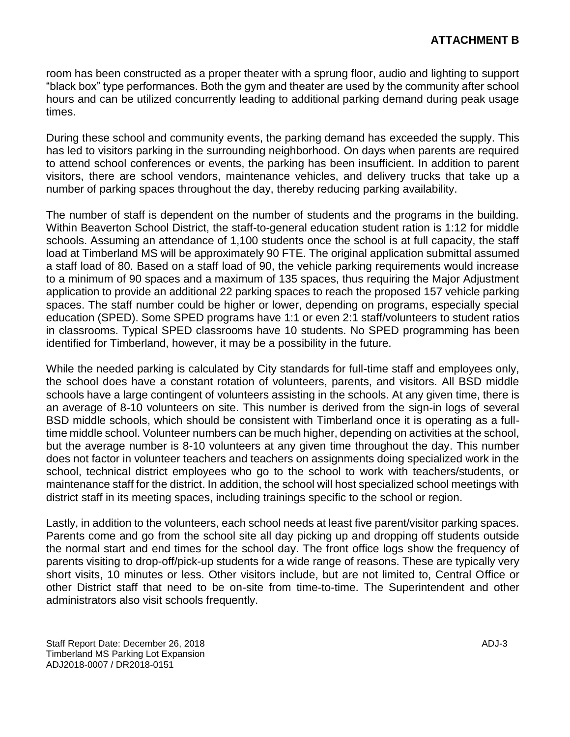room has been constructed as a proper theater with a sprung floor, audio and lighting to support "black box" type performances. Both the gym and theater are used by the community after school hours and can be utilized concurrently leading to additional parking demand during peak usage times.

During these school and community events, the parking demand has exceeded the supply. This has led to visitors parking in the surrounding neighborhood. On days when parents are required to attend school conferences or events, the parking has been insufficient. In addition to parent visitors, there are school vendors, maintenance vehicles, and delivery trucks that take up a number of parking spaces throughout the day, thereby reducing parking availability.

The number of staff is dependent on the number of students and the programs in the building. Within Beaverton School District, the staff-to-general education student ration is 1:12 for middle schools. Assuming an attendance of 1,100 students once the school is at full capacity, the staff load at Timberland MS will be approximately 90 FTE. The original application submittal assumed a staff load of 80. Based on a staff load of 90, the vehicle parking requirements would increase to a minimum of 90 spaces and a maximum of 135 spaces, thus requiring the Major Adjustment application to provide an additional 22 parking spaces to reach the proposed 157 vehicle parking spaces. The staff number could be higher or lower, depending on programs, especially special education (SPED). Some SPED programs have 1:1 or even 2:1 staff/volunteers to student ratios in classrooms. Typical SPED classrooms have 10 students. No SPED programming has been identified for Timberland, however, it may be a possibility in the future.

While the needed parking is calculated by City standards for full-time staff and employees only, the school does have a constant rotation of volunteers, parents, and visitors. All BSD middle schools have a large contingent of volunteers assisting in the schools. At any given time, there is an average of 8-10 volunteers on site. This number is derived from the sign-in logs of several BSD middle schools, which should be consistent with Timberland once it is operating as a full-time middle school. Volunteer numbers can be much higher, depending on activities at the school, but the average number is 8-10 volunteers at any given time throughout the day. This number does not factor in volunteer teachers and teachers on assignments doing specialized work in the school, technical district employees who go to the school to work with teachers/students, or maintenance staff for the district. In addition, the school will host specialized school meetings with district staff in its meeting spaces, including trainings specific to the school or region.

Lastly, in addition to the volunteers, each school needs at least five parent/visitor parking spaces. Parents come and go from the school site all day picking up and dropping off students outside the normal start and end times for the school day. The front office logs show the frequency of parents visiting to drop-off/pick-up students for a wide range of reasons. These are typically very short visits, 10 minutes or less. Other visitors include, but are not limited to, Central Office or other District staff that need to be on-site from time-to-time. The Superintendent and other administrators also visit schools frequently.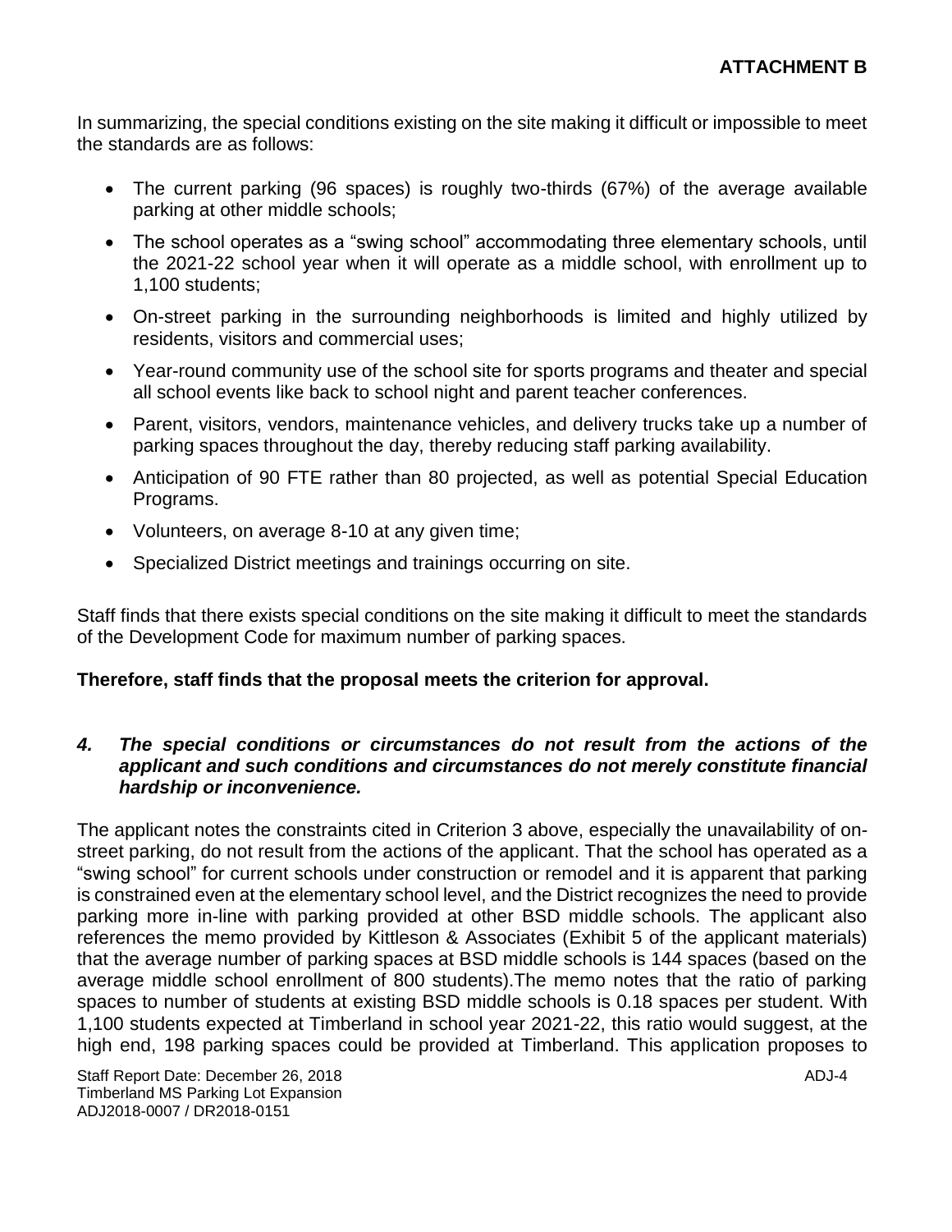In summarizing, the special conditions existing on the site making it difficult or impossible to meet the standards are as follows:

- The current parking (96 spaces) is roughly two-thirds (67%) of the average available parking at other middle schools;
- The school operates as a "swing school" accommodating three elementary schools, until the 2021-22 school year when it will operate as a middle school, with enrollment up to 1,100 students;
- On-street parking in the surrounding neighborhoods is limited and highly utilized by residents, visitors and commercial uses;
- Year-round community use of the school site for sports programs and theater and special all school events like back to school night and parent teacher conferences.
- Parent, visitors, vendors, maintenance vehicles, and delivery trucks take up a number of parking spaces throughout the day, thereby reducing staff parking availability.
- Anticipation of 90 FTE rather than 80 projected, as well as potential Special Education Programs.
- Volunteers, on average 8-10 at any given time;
- Specialized District meetings and trainings occurring on site.

Staff finds that there exists special conditions on the site making it difficult to meet the standards of the Development Code for maximum number of parking spaces.

**Therefore, staff finds that the proposal meets the criterion for approval.**

***4. The special conditions or circumstances do not result from the actions of the applicant and such conditions and circumstances do not merely constitute financial hardship or inconvenience.***

The applicant notes the constraints cited in Criterion 3 above, especially the unavailability of on-street parking, do not result from the actions of the applicant. That the school has operated as a "swing school" for current schools under construction or remodel and it is apparent that parking is constrained even at the elementary school level, and the District recognizes the need to provide parking more in-line with parking provided at other BSD middle schools. The applicant also references the memo provided by Kittleson & Associates (Exhibit 5 of the applicant materials) that the average number of parking spaces at BSD middle schools is 144 spaces (based on the average middle school enrollment of 800 students).The memo notes that the ratio of parking spaces to number of students at existing BSD middle schools is 0.18 spaces per student. With 1,100 students expected at Timberland in school year 2021-22, this ratio would suggest, at the high end, 198 parking spaces could be provided at Timberland. This application proposes to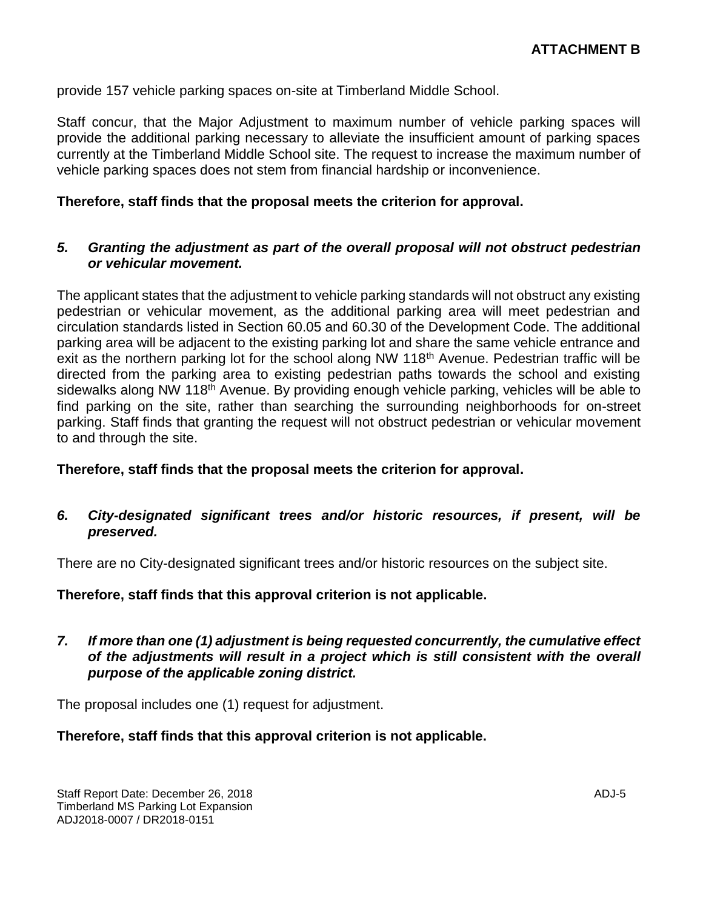provide 157 vehicle parking spaces on-site at Timberland Middle School.

Staff concur, that the Major Adjustment to maximum number of vehicle parking spaces will provide the additional parking necessary to alleviate the insufficient amount of parking spaces currently at the Timberland Middle School site. The request to increase the maximum number of vehicle parking spaces does not stem from financial hardship or inconvenience.

**Therefore, staff finds that the proposal meets the criterion for approval.**

***5. Granting the adjustment as part of the overall proposal will not obstruct pedestrian or vehicular movement.***

The applicant states that the adjustment to vehicle parking standards will not obstruct any existing pedestrian or vehicular movement, as the additional parking area will meet pedestrian and circulation standards listed in Section 60.05 and 60.30 of the Development Code. The additional parking area will be adjacent to the existing parking lot and share the same vehicle entrance and exit as the northern parking lot for the school along NW 118th Avenue. Pedestrian traffic will be directed from the parking area to existing pedestrian paths towards the school and existing sidewalks along NW 118th Avenue. By providing enough vehicle parking, vehicles will be able to find parking on the site, rather than searching the surrounding neighborhoods for on-street parking. Staff finds that granting the request will not obstruct pedestrian or vehicular movement to and through the site.

**Therefore, staff finds that the proposal meets the criterion for approval.**

***6. City-designated significant trees and/or historic resources, if present, will be preserved.***

There are no City-designated significant trees and/or historic resources on the subject site.

**Therefore, staff finds that this approval criterion is not applicable.**

***7. If more than one (1) adjustment is being requested concurrently, the cumulative effect of the adjustments will result in a project which is still consistent with the overall purpose of the applicable zoning district.***

The proposal includes one (1) request for adjustment.

**Therefore, staff finds that this approval criterion is not applicable.**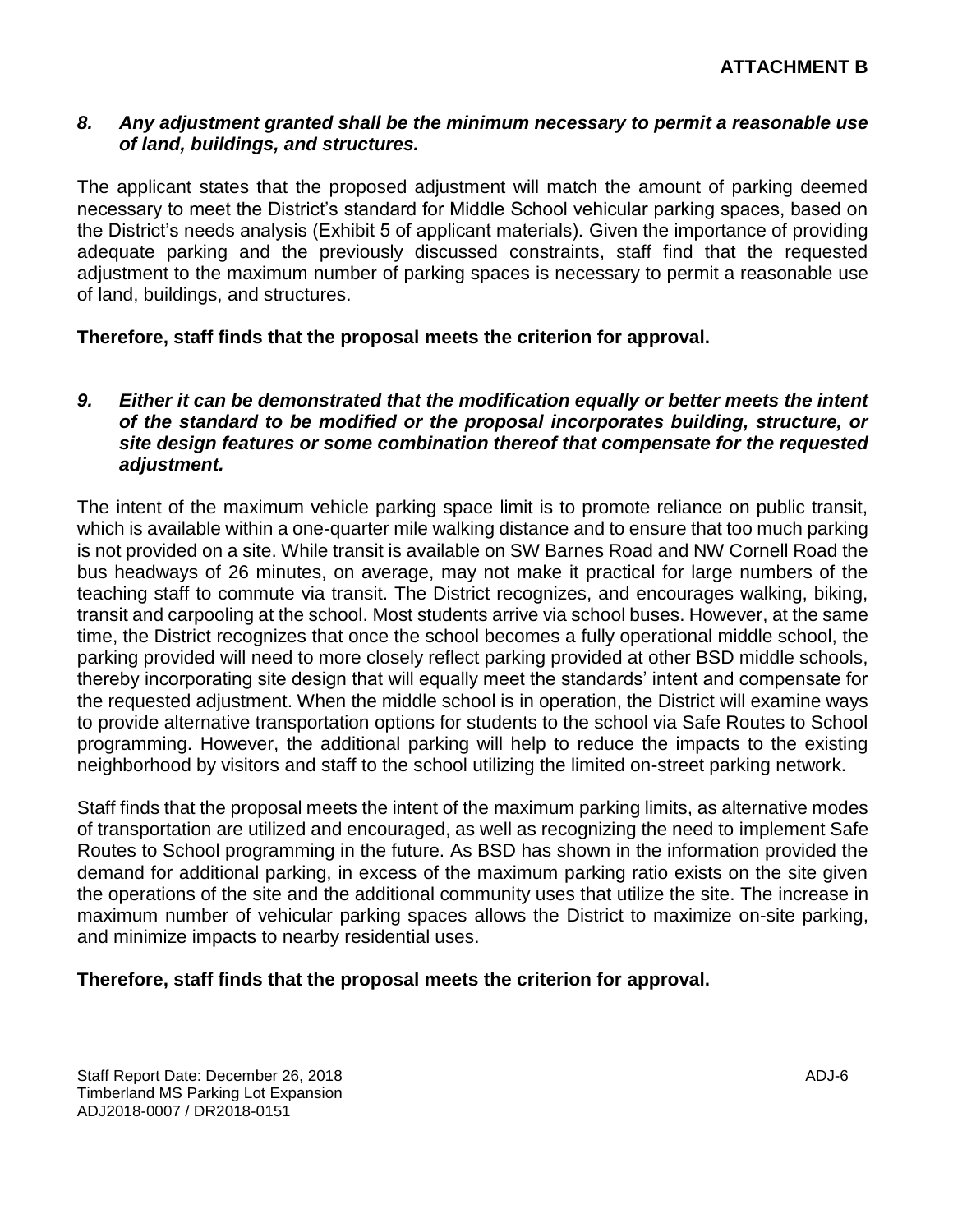**ATTACHMENT B**

***8. Any adjustment granted shall be the minimum necessary to permit a reasonable use of land, buildings, and structures.***

The applicant states that the proposed adjustment will match the amount of parking deemed necessary to meet the District's standard for Middle School vehicular parking spaces, based on the District's needs analysis (Exhibit 5 of applicant materials). Given the importance of providing adequate parking and the previously discussed constraints, staff find that the requested adjustment to the maximum number of parking spaces is necessary to permit a reasonable use of land, buildings, and structures.

**Therefore, staff finds that the proposal meets the criterion for approval.**

***9. Either it can be demonstrated that the modification equally or better meets the intent of the standard to be modified or the proposal incorporates building, structure, or site design features or some combination thereof that compensate for the requested adjustment.***

The intent of the maximum vehicle parking space limit is to promote reliance on public transit, which is available within a one-quarter mile walking distance and to ensure that too much parking is not provided on a site. While transit is available on SW Barnes Road and NW Cornell Road the bus headways of 26 minutes, on average, may not make it practical for large numbers of the teaching staff to commute via transit. The District recognizes, and encourages walking, biking, transit and carpooling at the school. Most students arrive via school buses. However, at the same time, the District recognizes that once the school becomes a fully operational middle school, the parking provided will need to more closely reflect parking provided at other BSD middle schools, thereby incorporating site design that will equally meet the standards' intent and compensate for the requested adjustment. When the middle school is in operation, the District will examine ways to provide alternative transportation options for students to the school via Safe Routes to School programming. However, the additional parking will help to reduce the impacts to the existing neighborhood by visitors and staff to the school utilizing the limited on-street parking network.

Staff finds that the proposal meets the intent of the maximum parking limits, as alternative modes of transportation are utilized and encouraged, as well as recognizing the need to implement Safe Routes to School programming in the future. As BSD has shown in the information provided the demand for additional parking, in excess of the maximum parking ratio exists on the site given the operations of the site and the additional community uses that utilize the site. The increase in maximum number of vehicular parking spaces allows the District to maximize on-site parking, and minimize impacts to nearby residential uses.

**Therefore, staff finds that the proposal meets the criterion for approval.**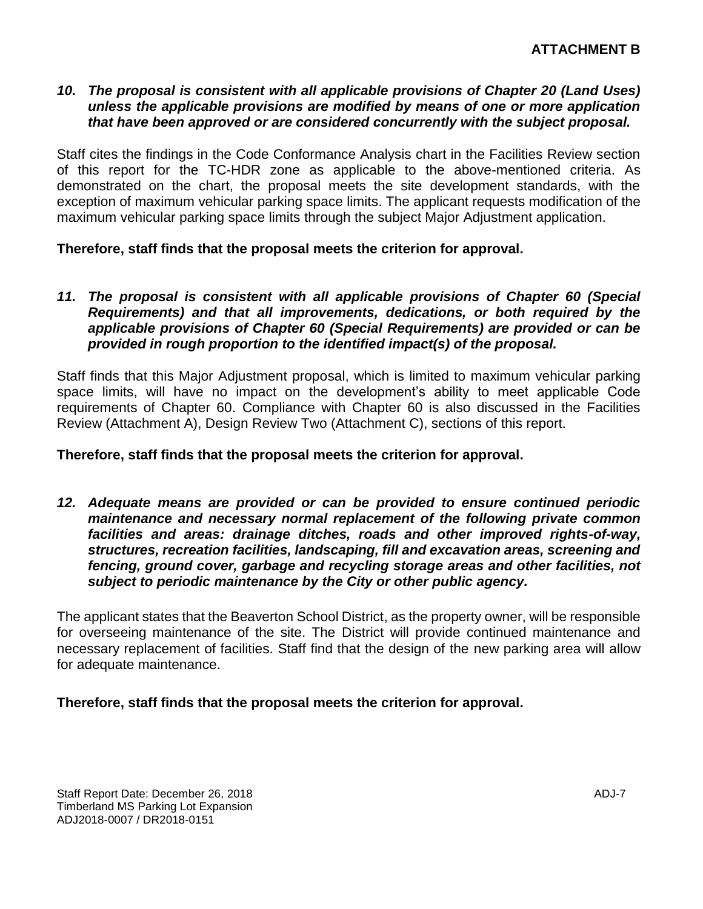**ATTACHMENT B**

***10. The proposal is consistent with all applicable provisions of Chapter 20 (Land Uses) unless the applicable provisions are modified by means of one or more application that have been approved or are considered concurrently with the subject proposal.***

Staff cites the findings in the Code Conformance Analysis chart in the Facilities Review section of this report for the TC-HDR zone as applicable to the above-mentioned criteria. As demonstrated on the chart, the proposal meets the site development standards, with the exception of maximum vehicular parking space limits. The applicant requests modification of the maximum vehicular parking space limits through the subject Major Adjustment application.

**Therefore, staff finds that the proposal meets the criterion for approval.**

***11. The proposal is consistent with all applicable provisions of Chapter 60 (Special Requirements) and that all improvements, dedications, or both required by the applicable provisions of Chapter 60 (Special Requirements) are provided or can be provided in rough proportion to the identified impact(s) of the proposal.***

Staff finds that this Major Adjustment proposal, which is limited to maximum vehicular parking space limits, will have no impact on the development's ability to meet applicable Code requirements of Chapter 60. Compliance with Chapter 60 is also discussed in the Facilities Review (Attachment A), Design Review Two (Attachment C), sections of this report.

**Therefore, staff finds that the proposal meets the criterion for approval.**

***12. Adequate means are provided or can be provided to ensure continued periodic maintenance and necessary normal replacement of the following private common facilities and areas: drainage ditches, roads and other improved rights-of-way, structures, recreation facilities, landscaping, fill and excavation areas, screening and fencing, ground cover, garbage and recycling storage areas and other facilities, not subject to periodic maintenance by the City or other public agency.***

The applicant states that the Beaverton School District, as the property owner, will be responsible for overseeing maintenance of the site. The District will provide continued maintenance and necessary replacement of facilities. Staff find that the design of the new parking area will allow for adequate maintenance.

**Therefore, staff finds that the proposal meets the criterion for approval.**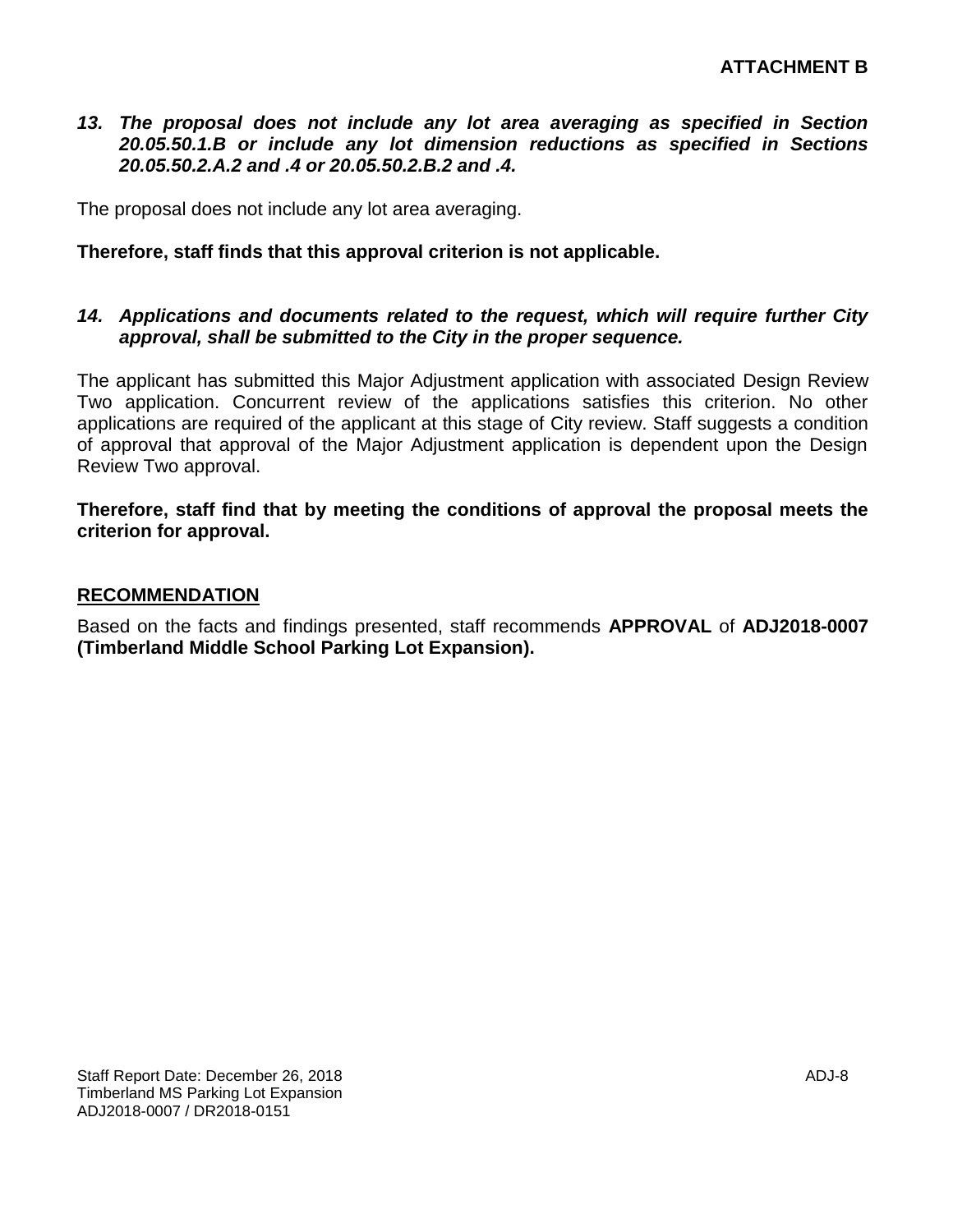**ATTACHMENT B**

***13. The proposal does not include any lot area averaging as specified in Section 20.05.50.1.B or include any lot dimension reductions as specified in Sections 20.05.50.2.A.2 and .4 or 20.05.50.2.B.2 and .4.***

The proposal does not include any lot area averaging.

**Therefore, staff finds that this approval criterion is not applicable.**

***14. Applications and documents related to the request, which will require further City approval, shall be submitted to the City in the proper sequence.***

The applicant has submitted this Major Adjustment application with associated Design Review Two application. Concurrent review of the applications satisfies this criterion. No other applications are required of the applicant at this stage of City review. Staff suggests a condition of approval that approval of the Major Adjustment application is dependent upon the Design Review Two approval.

**Therefore, staff find that by meeting the conditions of approval the proposal meets the criterion for approval.**

## RECOMMENDATION

Based on the facts and findings presented, staff recommends **APPROVAL** of **ADJ2018-0007 (Timberland Middle School Parking Lot Expansion).**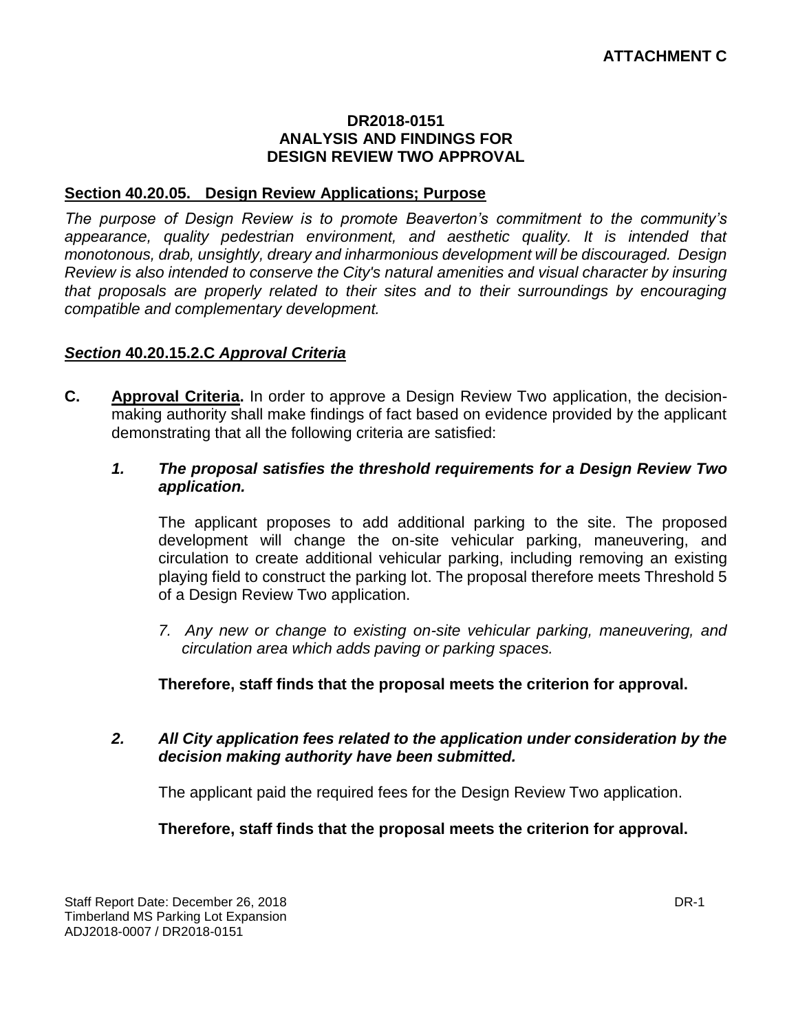**ATTACHMENT C**

**DR2018-0151**
**ANALYSIS AND FINDINGS FOR**
**DESIGN REVIEW TWO APPROVAL**

**Section 40.20.05. Design Review Applications; Purpose**

*The purpose of Design Review is to promote Beaverton's commitment to the community's appearance, quality pedestrian environment, and aesthetic quality. It is intended that monotonous, drab, unsightly, dreary and inharmonious development will be discouraged. Design Review is also intended to conserve the City's natural amenities and visual character by insuring that proposals are properly related to their sites and to their surroundings by encouraging compatible and complementary development.*

***Section* 40.20.15.2.C *Approval Criteria***

**C.** **Approval Criteria.** In order to approve a Design Review Two application, the decision-making authority shall make findings of fact based on evidence provided by the applicant demonstrating that all the following criteria are satisfied:

***1. The proposal satisfies the threshold requirements for a Design Review Two application.***

The applicant proposes to add additional parking to the site. The proposed development will change the on-site vehicular parking, maneuvering, and circulation to create additional vehicular parking, including removing an existing playing field to construct the parking lot. The proposal therefore meets Threshold 5 of a Design Review Two application.

*7. Any new or change to existing on-site vehicular parking, maneuvering, and circulation area which adds paving or parking spaces.*

**Therefore, staff finds that the proposal meets the criterion for approval.**

***2. All City application fees related to the application under consideration by the decision making authority have been submitted.***

The applicant paid the required fees for the Design Review Two application.

**Therefore, staff finds that the proposal meets the criterion for approval.**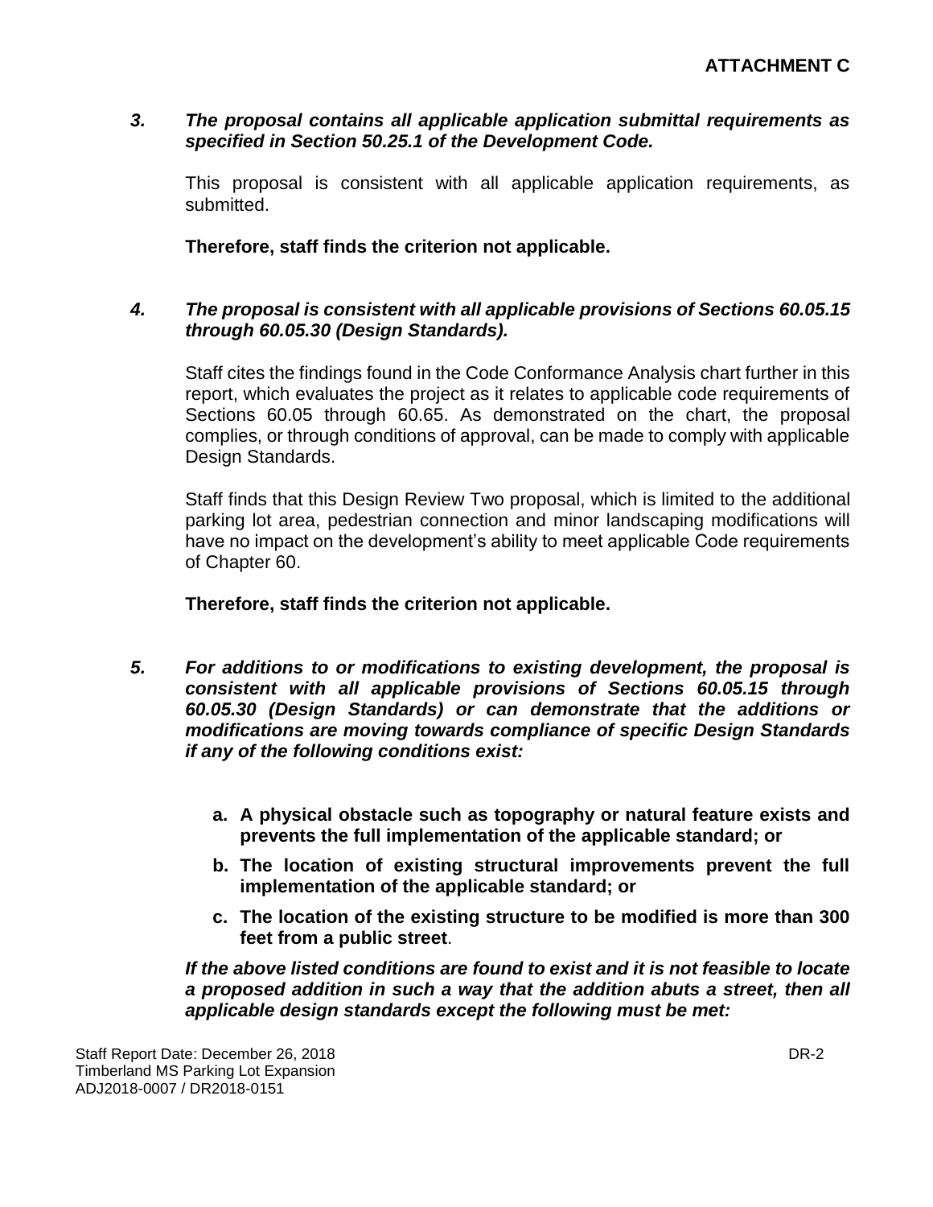**ATTACHMENT C**

***3. The proposal contains all applicable application submittal requirements as specified in Section 50.25.1 of the Development Code.***

This proposal is consistent with all applicable application requirements, as submitted.

**Therefore, staff finds the criterion not applicable.**

***4. The proposal is consistent with all applicable provisions of Sections 60.05.15 through 60.05.30 (Design Standards).***

Staff cites the findings found in the Code Conformance Analysis chart further in this report, which evaluates the project as it relates to applicable code requirements of Sections 60.05 through 60.65. As demonstrated on the chart, the proposal complies, or through conditions of approval, can be made to comply with applicable Design Standards.

Staff finds that this Design Review Two proposal, which is limited to the additional parking lot area, pedestrian connection and minor landscaping modifications will have no impact on the development's ability to meet applicable Code requirements of Chapter 60.

**Therefore, staff finds the criterion not applicable.**

***5. For additions to or modifications to existing development, the proposal is consistent with all applicable provisions of Sections 60.05.15 through 60.05.30 (Design Standards) or can demonstrate that the additions or modifications are moving towards compliance of specific Design Standards if any of the following conditions exist:***

**a. A physical obstacle such as topography or natural feature exists and prevents the full implementation of the applicable standard; or**

**b. The location of existing structural improvements prevent the full implementation of the applicable standard; or**

**c. The location of the existing structure to be modified is more than 300 feet from a public street.**

***If the above listed conditions are found to exist and it is not feasible to locate a proposed addition in such a way that the addition abuts a street, then all applicable design standards except the following must be met:***

Staff Report Date: December 26, 2018
Timberland MS Parking Lot Expansion
ADJ2018-0007 / DR2018-0151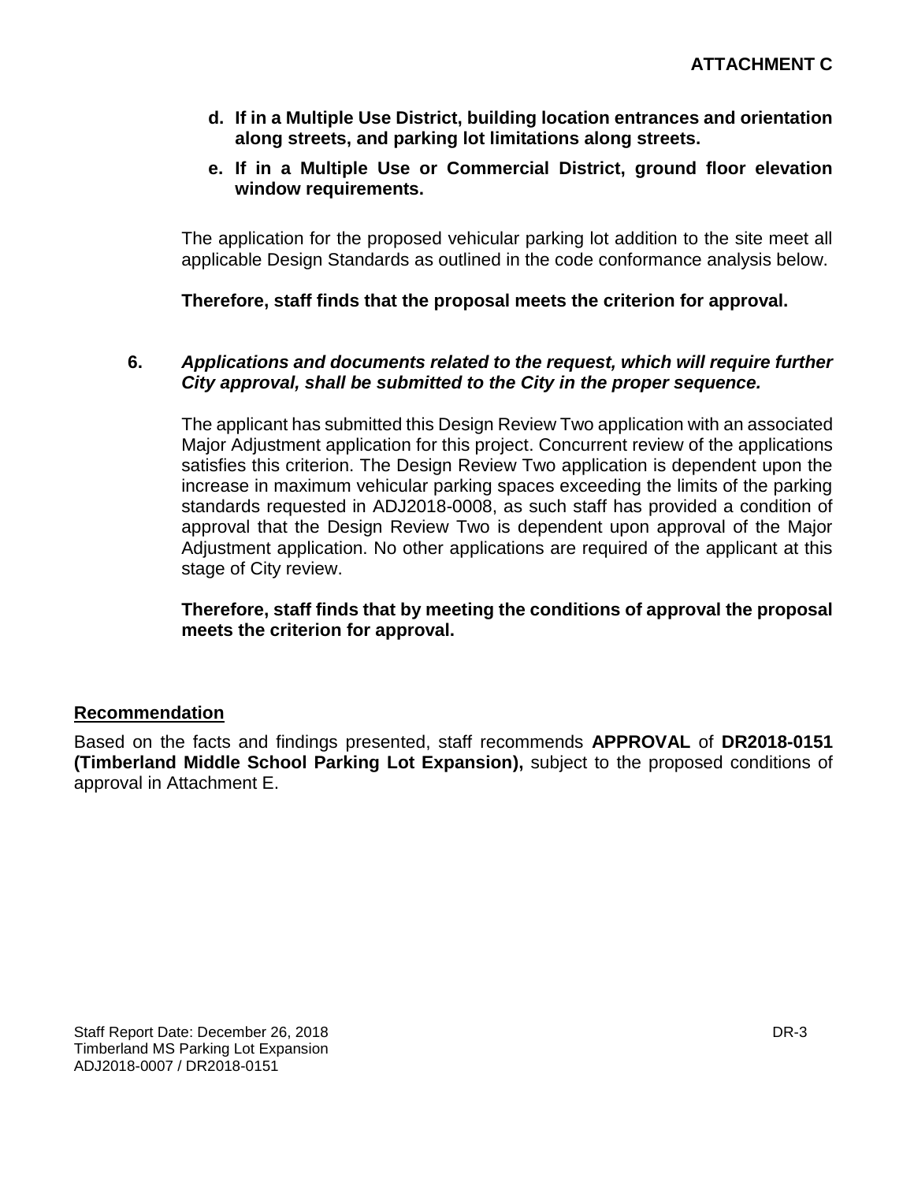**ATTACHMENT C**

**d. If in a Multiple Use District, building location entrances and orientation along streets, and parking lot limitations along streets.**

**e. If in a Multiple Use or Commercial District, ground floor elevation window requirements.**

The application for the proposed vehicular parking lot addition to the site meet all applicable Design Standards as outlined in the code conformance analysis below.

**Therefore, staff finds that the proposal meets the criterion for approval.**

**6.** ***Applications and documents related to the request, which will require further City approval, shall be submitted to the City in the proper sequence.***

The applicant has submitted this Design Review Two application with an associated Major Adjustment application for this project. Concurrent review of the applications satisfies this criterion. The Design Review Two application is dependent upon the increase in maximum vehicular parking spaces exceeding the limits of the parking standards requested in ADJ2018-0008, as such staff has provided a condition of approval that the Design Review Two is dependent upon approval of the Major Adjustment application. No other applications are required of the applicant at this stage of City review.

**Therefore, staff finds that by meeting the conditions of approval the proposal meets the criterion for approval.**

## Recommendation

Based on the facts and findings presented, staff recommends **APPROVAL** of **DR2018-0151 (Timberland Middle School Parking Lot Expansion),** subject to the proposed conditions of approval in Attachment E.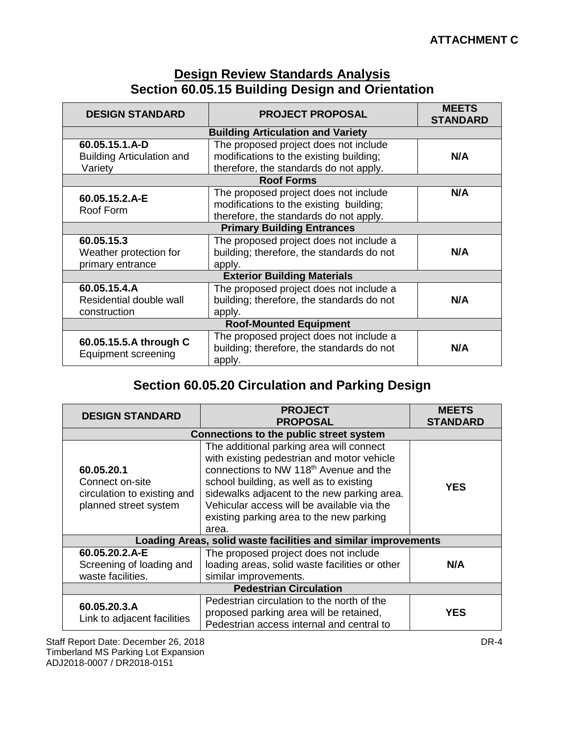**ATTACHMENT C**

# Design Review Standards Analysis

## Section 60.05.15 Building Design and Orientation

| DESIGN STANDARD | PROJECT PROPOSAL | MEETS STANDARD |
|---|---|---|
| **Building Articulation and Variety** | | |
| **60.05.15.1.A-D** Building Articulation and Variety | The proposed project does not include modifications to the existing building; therefore, the standards do not apply. | **N/A** |
| **Roof Forms** | | |
| **60.05.15.2.A-E** Roof Form | The proposed project does not include modifications to the existing building; therefore, the standards do not apply. | **N/A** |
| **Primary Building Entrances** | | |
| **60.05.15.3** Weather protection for primary entrance | The proposed project does not include a building; therefore, the standards do not apply. | **N/A** |
| **Exterior Building Materials** | | |
| **60.05.15.4.A** Residential double wall construction | The proposed project does not include a building; therefore, the standards do not apply. | **N/A** |
| **Roof-Mounted Equipment** | | |
| **60.05.15.5.A through C** Equipment screening | The proposed project does not include a building; therefore, the standards do not apply. | **N/A** |

## Section 60.05.20 Circulation and Parking Design

| DESIGN STANDARD | PROJECT PROPOSAL | MEETS STANDARD |
|---|---|---|
| **Connections to the public street system** | | |
| **60.05.20.1** Connect on-site circulation to existing and planned street system | The additional parking area will connect with existing pedestrian and motor vehicle connections to NW 118th Avenue and the school building, as well as to existing sidewalks adjacent to the new parking area. Vehicular access will be available via the existing parking area to the new parking area. | **YES** |
| **Loading Areas, solid waste facilities and similar improvements** | | |
| **60.05.20.2.A-E** Screening of loading and waste facilities. | The proposed project does not include loading areas, solid waste facilities or other similar improvements. | **N/A** |
| **Pedestrian Circulation** | | |
| **60.05.20.3.A** Link to adjacent facilities | Pedestrian circulation to the north of the proposed parking area will be retained, Pedestrian access internal and central to | **YES** |

Staff Report Date: December 26, 2018
Timberland MS Parking Lot Expansion
ADJ2018-0007 / DR2018-0151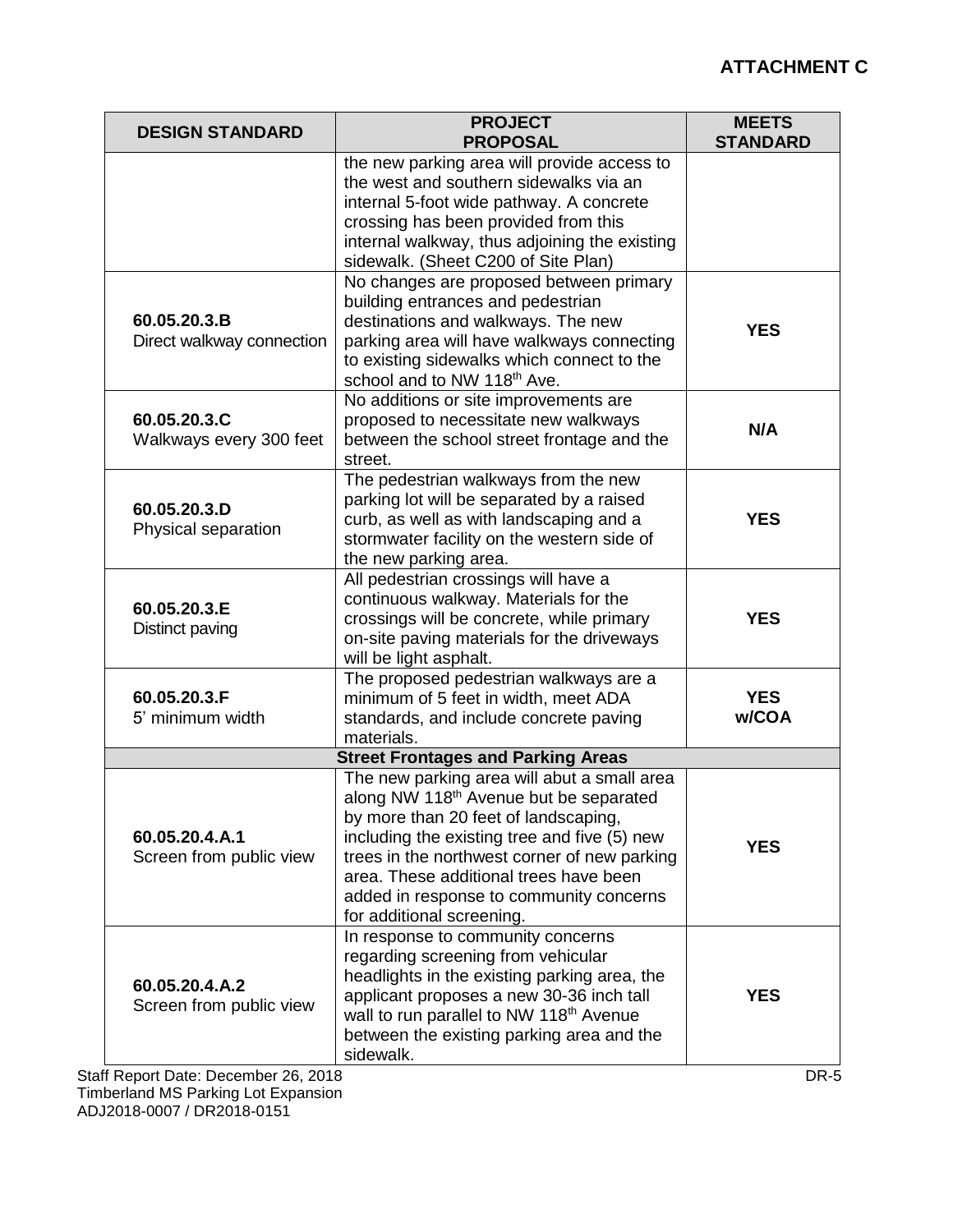## ATTACHMENT C

| DESIGN STANDARD | PROJECT PROPOSAL | MEETS STANDARD |
|---|---|---|
| | the new parking area will provide access to the west and southern sidewalks via an internal 5-foot wide pathway. A concrete crossing has been provided from this internal walkway, thus adjoining the existing sidewalk. (Sheet C200 of Site Plan) | |
| **60.05.20.3.B** Direct walkway connection | No changes are proposed between primary building entrances and pedestrian destinations and walkways. The new parking area will have walkways connecting to existing sidewalks which connect to the school and to NW 118th Ave. | **YES** |
| **60.05.20.3.C** Walkways every 300 feet | No additions or site improvements are proposed to necessitate new walkways between the school street frontage and the street. | **N/A** |
| **60.05.20.3.D** Physical separation | The pedestrian walkways from the new parking lot will be separated by a raised curb, as well as with landscaping and a stormwater facility on the western side of the new parking area. | **YES** |
| **60.05.20.3.E** Distinct paving | All pedestrian crossings will have a continuous walkway. Materials for the crossings will be concrete, while primary on-site paving materials for the driveways will be light asphalt. | **YES** |
| **60.05.20.3.F** 5' minimum width | The proposed pedestrian walkways are a minimum of 5 feet in width, meet ADA standards, and include concrete paving materials. | **YES w/COA** |
| | **Street Frontages and Parking Areas** | |
| **60.05.20.4.A.1** Screen from public view | The new parking area will abut a small area along NW 118th Avenue but be separated by more than 20 feet of landscaping, including the existing tree and five (5) new trees in the northwest corner of new parking area. These additional trees have been added in response to community concerns for additional screening. | **YES** |
| **60.05.20.4.A.2** Screen from public view | In response to community concerns regarding screening from vehicular headlights in the existing parking area, the applicant proposes a new 30-36 inch tall wall to run parallel to NW 118th Avenue between the existing parking area and the sidewalk. | **YES** |

Staff Report Date: December 26, 2018
Timberland MS Parking Lot Expansion
ADJ2018-0007 / DR2018-0151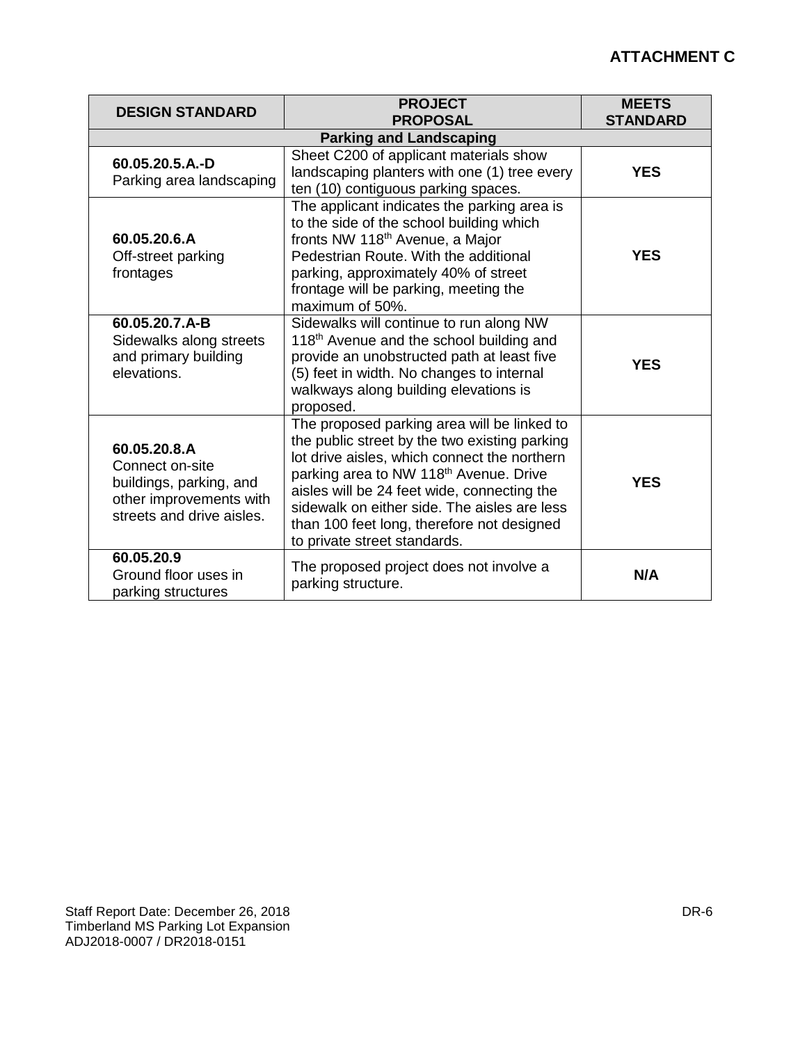**ATTACHMENT C**

| DESIGN STANDARD | PROJECT PROPOSAL | MEETS STANDARD |
|---|---|---|
| **Parking and Landscaping** | | |
| **60.05.20.5.A.-D** Parking area landscaping | Sheet C200 of applicant materials show landscaping planters with one (1) tree every ten (10) contiguous parking spaces. | **YES** |
| **60.05.20.6.A** Off-street parking frontages | The applicant indicates the parking area is to the side of the school building which fronts NW 118th Avenue, a Major Pedestrian Route. With the additional parking, approximately 40% of street frontage will be parking, meeting the maximum of 50%. | **YES** |
| **60.05.20.7.A-B** Sidewalks along streets and primary building elevations. | Sidewalks will continue to run along NW 118th Avenue and the school building and provide an unobstructed path at least five (5) feet in width. No changes to internal walkways along building elevations is proposed. | **YES** |
| **60.05.20.8.A** Connect on-site buildings, parking, and other improvements with streets and drive aisles. | The proposed parking area will be linked to the public street by the two existing parking lot drive aisles, which connect the northern parking area to NW 118th Avenue. Drive aisles will be 24 feet wide, connecting the sidewalk on either side. The aisles are less than 100 feet long, therefore not designed to private street standards. | **YES** |
| **60.05.20.9** Ground floor uses in parking structures | The proposed project does not involve a parking structure. | **N/A** |

Staff Report Date: December 26, 2018
Timberland MS Parking Lot Expansion
ADJ2018-0007 / DR2018-0151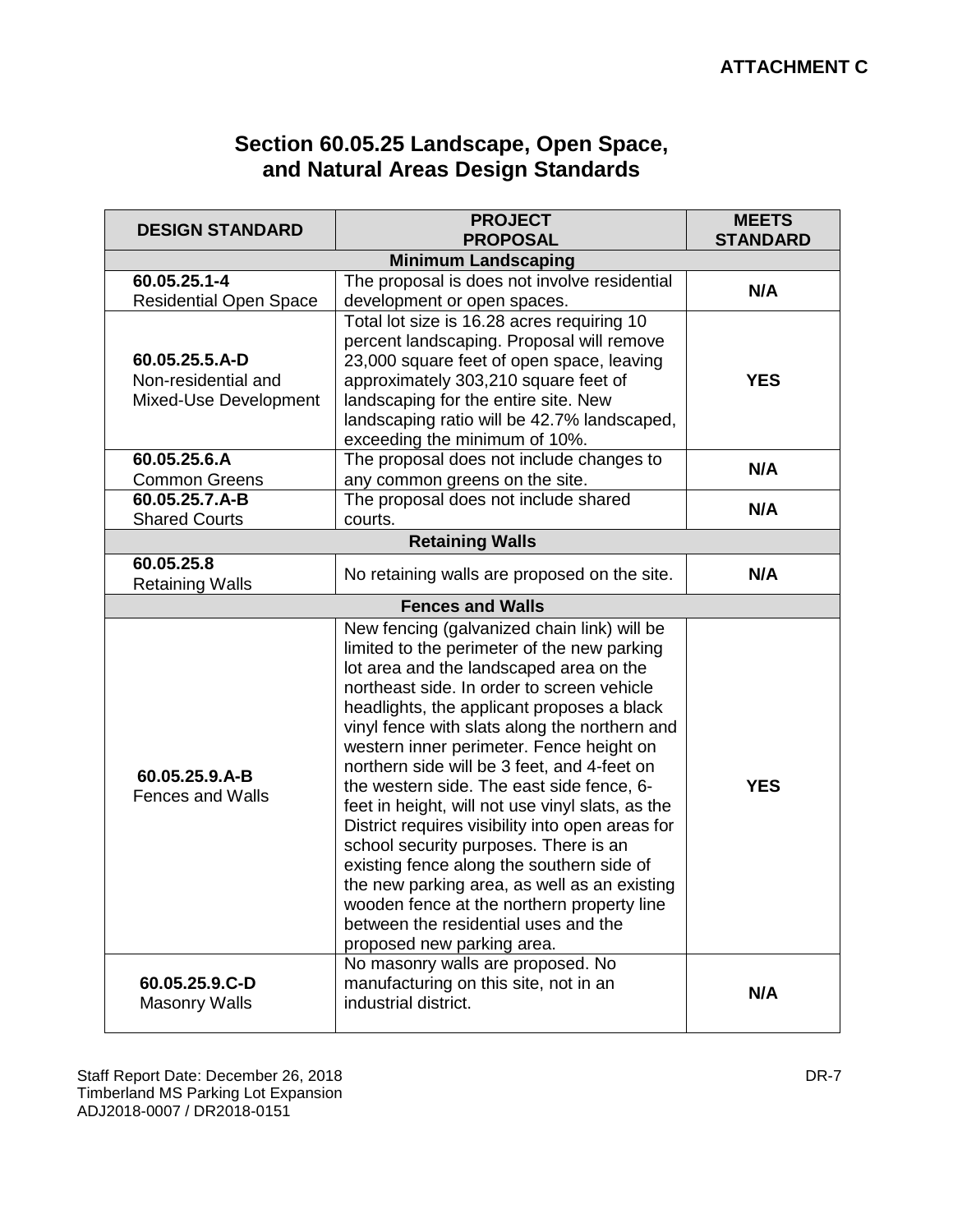**ATTACHMENT C**

## Section 60.05.25 Landscape, Open Space, and Natural Areas Design Standards

| DESIGN STANDARD | PROJECT PROPOSAL | MEETS STANDARD |
|---|---|---|
| **Minimum Landscaping** | | |
| **60.05.25.1-4** Residential Open Space | The proposal is does not involve residential development or open spaces. | **N/A** |
| **60.05.25.5.A-D** Non-residential and Mixed-Use Development | Total lot size is 16.28 acres requiring 10 percent landscaping. Proposal will remove 23,000 square feet of open space, leaving approximately 303,210 square feet of landscaping for the entire site. New landscaping ratio will be 42.7% landscaped, exceeding the minimum of 10%. | **YES** |
| **60.05.25.6.A** Common Greens | The proposal does not include changes to any common greens on the site. | **N/A** |
| **60.05.25.7.A-B** Shared Courts | The proposal does not include shared courts. | **N/A** |
| **Retaining Walls** | | |
| **60.05.25.8** Retaining Walls | No retaining walls are proposed on the site. | **N/A** |
| **Fences and Walls** | | |
| **60.05.25.9.A-B** Fences and Walls | New fencing (galvanized chain link) will be limited to the perimeter of the new parking lot area and the landscaped area on the northeast side. In order to screen vehicle headlights, the applicant proposes a black vinyl fence with slats along the northern and western inner perimeter. Fence height on northern side will be 3 feet, and 4-feet on the western side. The east side fence, 6-feet in height, will not use vinyl slats, as the District requires visibility into open areas for school security purposes. There is an existing fence along the southern side of the new parking area, as well as an existing wooden fence at the northern property line between the residential uses and the proposed new parking area. | **YES** |
| **60.05.25.9.C-D** Masonry Walls | No masonry walls are proposed. No manufacturing on this site, not in an industrial district. | **N/A** |

Staff Report Date: December 26, 2018
Timberland MS Parking Lot Expansion
ADJ2018-0007 / DR2018-0151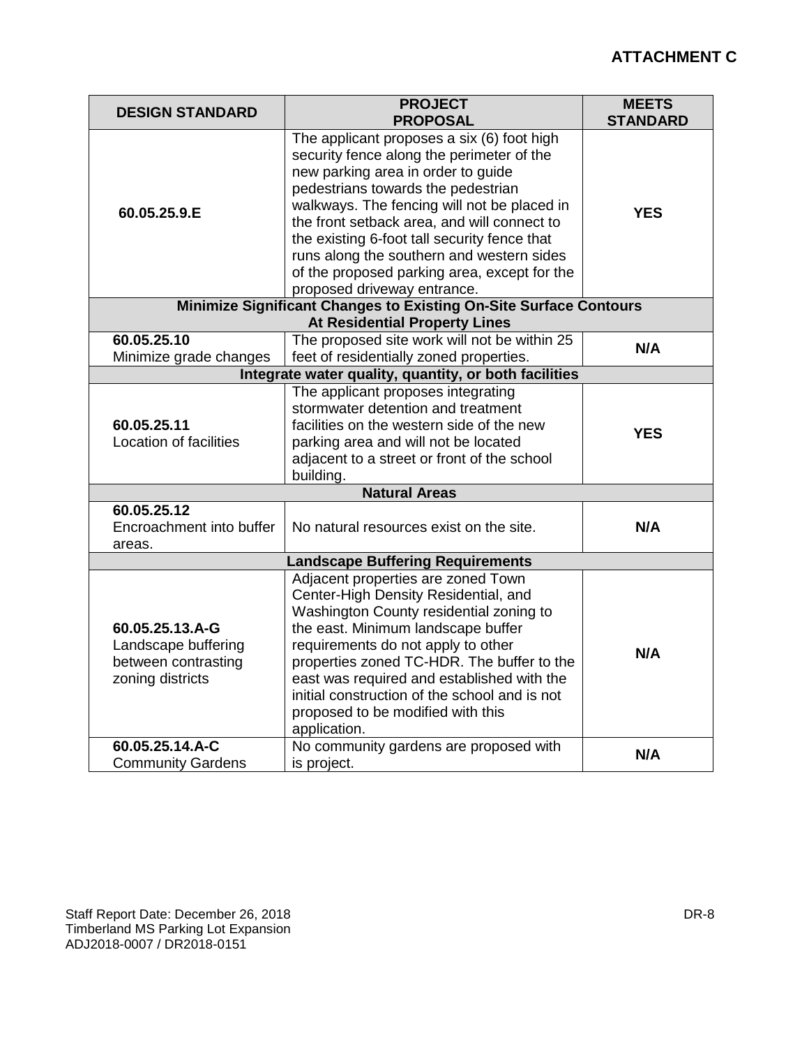**ATTACHMENT C**

| DESIGN STANDARD | PROJECT PROPOSAL | MEETS STANDARD |
|---|---|---|
| **60.05.25.9.E** | The applicant proposes a six (6) foot high security fence along the perimeter of the new parking area in order to guide pedestrians towards the pedestrian walkways. The fencing will not be placed in the front setback area, and will connect to the existing 6-foot tall security fence that runs along the southern and western sides of the proposed parking area, except for the proposed driveway entrance. | **YES** |
| **Minimize Significant Changes to Existing On-Site Surface Contours At Residential Property Lines** | | |
| **60.05.25.10** Minimize grade changes | The proposed site work will not be within 25 feet of residentially zoned properties. | **N/A** |
| **Integrate water quality, quantity, or both facilities** | | |
| **60.05.25.11** Location of facilities | The applicant proposes integrating stormwater detention and treatment facilities on the western side of the new parking area and will not be located adjacent to a street or front of the school building. | **YES** |
| **Natural Areas** | | |
| **60.05.25.12** Encroachment into buffer areas. | No natural resources exist on the site. | **N/A** |
| **Landscape Buffering Requirements** | | |
| **60.05.25.13.A-G** Landscape buffering between contrasting zoning districts | Adjacent properties are zoned Town Center-High Density Residential, and Washington County residential zoning to the east. Minimum landscape buffer requirements do not apply to other properties zoned TC-HDR. The buffer to the east was required and established with the initial construction of the school and is not proposed to be modified with this application. | **N/A** |
| **60.05.25.14.A-C** Community Gardens | No community gardens are proposed with is project. | **N/A** |

Staff Report Date: December 26, 2018
Timberland MS Parking Lot Expansion
ADJ2018-0007 / DR2018-0151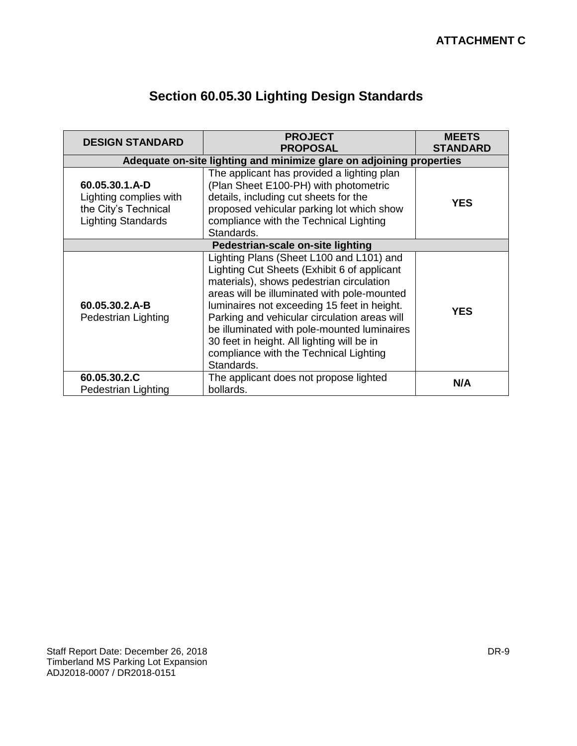**ATTACHMENT C**

# Section 60.05.30 Lighting Design Standards

| DESIGN STANDARD | PROJECT PROPOSAL | MEETS STANDARD |
|---|---|---|
| **Adequate on-site lighting and minimize glare on adjoining properties** | | |
| **60.05.30.1.A-D** Lighting complies with the City's Technical Lighting Standards | The applicant has provided a lighting plan (Plan Sheet E100-PH) with photometric details, including cut sheets for the proposed vehicular parking lot which show compliance with the Technical Lighting Standards. | **YES** |
| **Pedestrian-scale on-site lighting** | | |
| **60.05.30.2.A-B** Pedestrian Lighting | Lighting Plans (Sheet L100 and L101) and Lighting Cut Sheets (Exhibit 6 of applicant materials), shows pedestrian circulation areas will be illuminated with pole-mounted luminaires not exceeding 15 feet in height. Parking and vehicular circulation areas will be illuminated with pole-mounted luminaires 30 feet in height. All lighting will be in compliance with the Technical Lighting Standards. | **YES** |
| **60.05.30.2.C** Pedestrian Lighting | The applicant does not propose lighted bollards. | **N/A** |

Staff Report Date: December 26, 2018
Timberland MS Parking Lot Expansion
ADJ2018-0007 / DR2018-0151

DR-9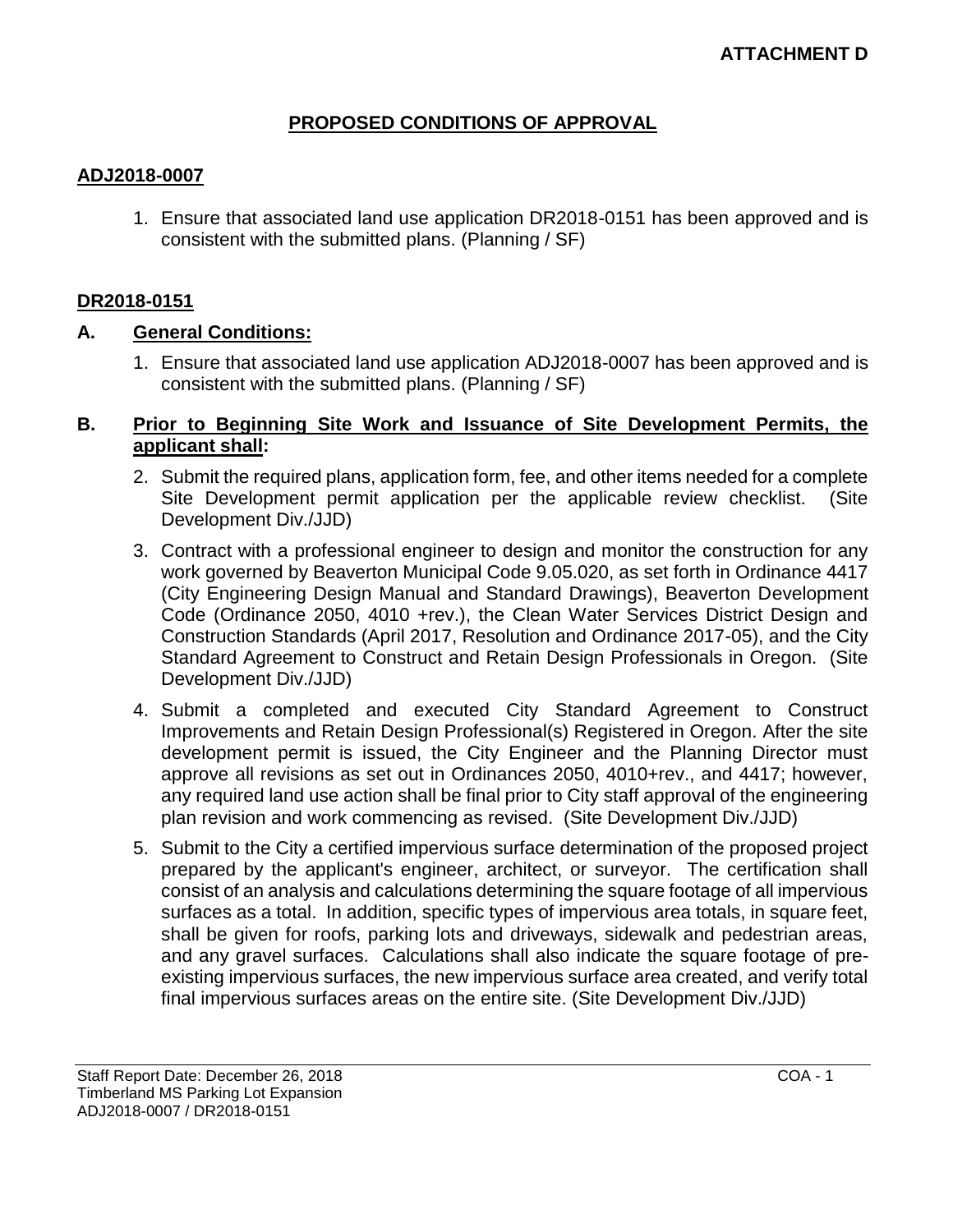**ATTACHMENT D**

# PROPOSED CONDITIONS OF APPROVAL

## ADJ2018-0007

1. Ensure that associated land use application DR2018-0151 has been approved and is consistent with the submitted plans. (Planning / SF)

## DR2018-0151

### A. General Conditions:

1. Ensure that associated land use application ADJ2018-0007 has been approved and is consistent with the submitted plans. (Planning / SF)

### B. Prior to Beginning Site Work and Issuance of Site Development Permits, the applicant shall:

2. Submit the required plans, application form, fee, and other items needed for a complete Site Development permit application per the applicable review checklist. (Site Development Div./JJD)
3. Contract with a professional engineer to design and monitor the construction for any work governed by Beaverton Municipal Code 9.05.020, as set forth in Ordinance 4417 (City Engineering Design Manual and Standard Drawings), Beaverton Development Code (Ordinance 2050, 4010 +rev.), the Clean Water Services District Design and Construction Standards (April 2017, Resolution and Ordinance 2017-05), and the City Standard Agreement to Construct and Retain Design Professionals in Oregon. (Site Development Div./JJD)
4. Submit a completed and executed City Standard Agreement to Construct Improvements and Retain Design Professional(s) Registered in Oregon. After the site development permit is issued, the City Engineer and the Planning Director must approve all revisions as set out in Ordinances 2050, 4010+rev., and 4417; however, any required land use action shall be final prior to City staff approval of the engineering plan revision and work commencing as revised. (Site Development Div./JJD)
5. Submit to the City a certified impervious surface determination of the proposed project prepared by the applicant's engineer, architect, or surveyor. The certification shall consist of an analysis and calculations determining the square footage of all impervious surfaces as a total. In addition, specific types of impervious area totals, in square feet, shall be given for roofs, parking lots and driveways, sidewalk and pedestrian areas, and any gravel surfaces. Calculations shall also indicate the square footage of pre-existing impervious surfaces, the new impervious surface area created, and verify total final impervious surfaces areas on the entire site. (Site Development Div./JJD)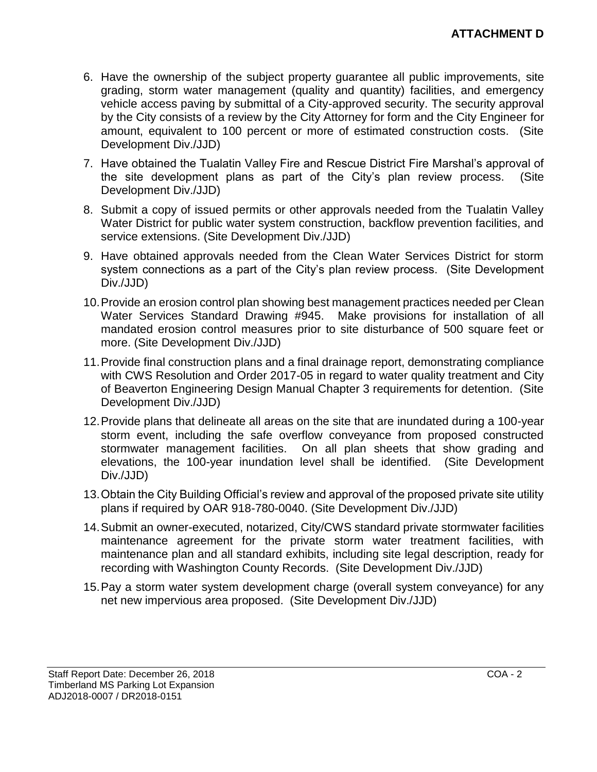**ATTACHMENT D**

6. Have the ownership of the subject property guarantee all public improvements, site grading, storm water management (quality and quantity) facilities, and emergency vehicle access paving by submittal of a City-approved security. The security approval by the City consists of a review by the City Attorney for form and the City Engineer for amount, equivalent to 100 percent or more of estimated construction costs. (Site Development Div./JJD)
7. Have obtained the Tualatin Valley Fire and Rescue District Fire Marshal's approval of the site development plans as part of the City's plan review process. (Site Development Div./JJD)
8. Submit a copy of issued permits or other approvals needed from the Tualatin Valley Water District for public water system construction, backflow prevention facilities, and service extensions. (Site Development Div./JJD)
9. Have obtained approvals needed from the Clean Water Services District for storm system connections as a part of the City's plan review process. (Site Development Div./JJD)
10. Provide an erosion control plan showing best management practices needed per Clean Water Services Standard Drawing #945. Make provisions for installation of all mandated erosion control measures prior to site disturbance of 500 square feet or more. (Site Development Div./JJD)
11. Provide final construction plans and a final drainage report, demonstrating compliance with CWS Resolution and Order 2017-05 in regard to water quality treatment and City of Beaverton Engineering Design Manual Chapter 3 requirements for detention. (Site Development Div./JJD)
12. Provide plans that delineate all areas on the site that are inundated during a 100-year storm event, including the safe overflow conveyance from proposed constructed stormwater management facilities. On all plan sheets that show grading and elevations, the 100-year inundation level shall be identified. (Site Development Div./JJD)
13. Obtain the City Building Official's review and approval of the proposed private site utility plans if required by OAR 918-780-0040. (Site Development Div./JJD)
14. Submit an owner-executed, notarized, City/CWS standard private stormwater facilities maintenance agreement for the private storm water treatment facilities, with maintenance plan and all standard exhibits, including site legal description, ready for recording with Washington County Records. (Site Development Div./JJD)
15. Pay a storm water system development charge (overall system conveyance) for any net new impervious area proposed. (Site Development Div./JJD)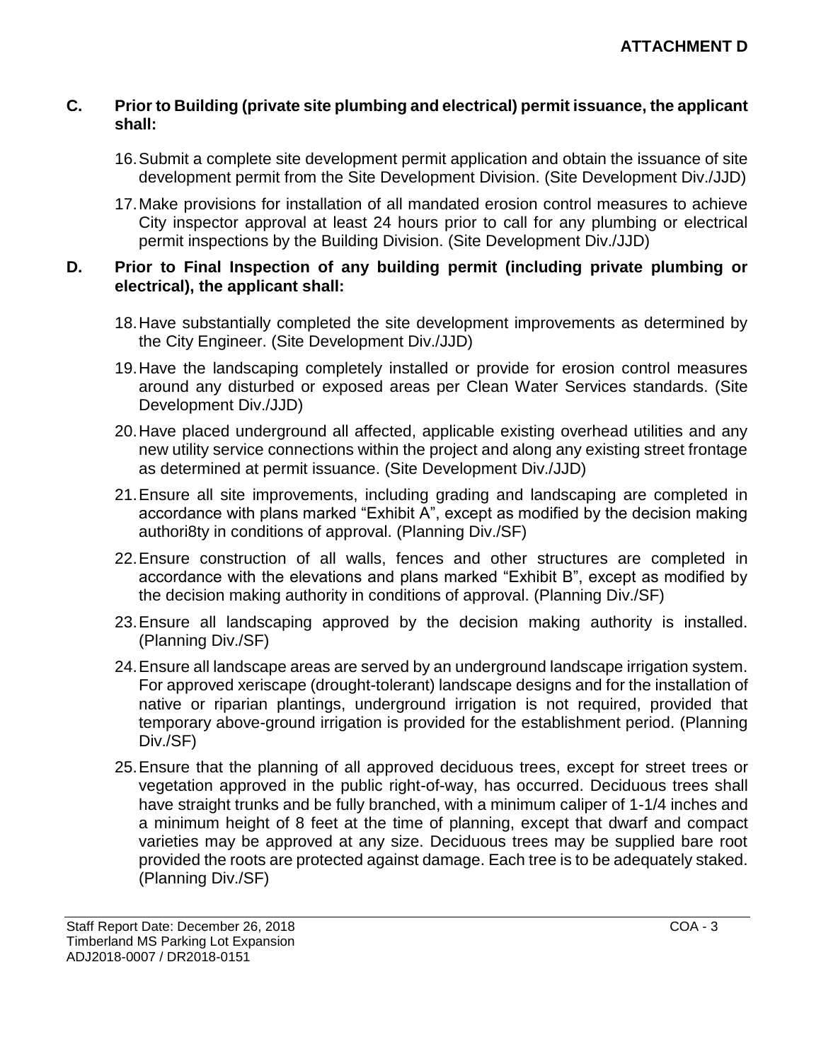**ATTACHMENT D**

**C. Prior to Building (private site plumbing and electrical) permit issuance, the applicant shall:**

16. Submit a complete site development permit application and obtain the issuance of site development permit from the Site Development Division. (Site Development Div./JJD)

17. Make provisions for installation of all mandated erosion control measures to achieve City inspector approval at least 24 hours prior to call for any plumbing or electrical permit inspections by the Building Division. (Site Development Div./JJD)

**D. Prior to Final Inspection of any building permit (including private plumbing or electrical), the applicant shall:**

18. Have substantially completed the site development improvements as determined by the City Engineer. (Site Development Div./JJD)

19. Have the landscaping completely installed or provide for erosion control measures around any disturbed or exposed areas per Clean Water Services standards. (Site Development Div./JJD)

20. Have placed underground all affected, applicable existing overhead utilities and any new utility service connections within the project and along any existing street frontage as determined at permit issuance. (Site Development Div./JJD)

21. Ensure all site improvements, including grading and landscaping are completed in accordance with plans marked "Exhibit A", except as modified by the decision making authori8ty in conditions of approval. (Planning Div./SF)

22. Ensure construction of all walls, fences and other structures are completed in accordance with the elevations and plans marked "Exhibit B", except as modified by the decision making authority in conditions of approval. (Planning Div./SF)

23. Ensure all landscaping approved by the decision making authority is installed. (Planning Div./SF)

24. Ensure all landscape areas are served by an underground landscape irrigation system. For approved xeriscape (drought-tolerant) landscape designs and for the installation of native or riparian plantings, underground irrigation is not required, provided that temporary above-ground irrigation is provided for the establishment period. (Planning Div./SF)

25. Ensure that the planning of all approved deciduous trees, except for street trees or vegetation approved in the public right-of-way, has occurred. Deciduous trees shall have straight trunks and be fully branched, with a minimum caliper of 1-1/4 inches and a minimum height of 8 feet at the time of planning, except that dwarf and compact varieties may be approved at any size. Deciduous trees may be supplied bare root provided the roots are protected against damage. Each tree is to be adequately staked. (Planning Div./SF)

Staff Report Date: December 26, 2018
Timberland MS Parking Lot Expansion
ADJ2018-0007 / DR2018-0151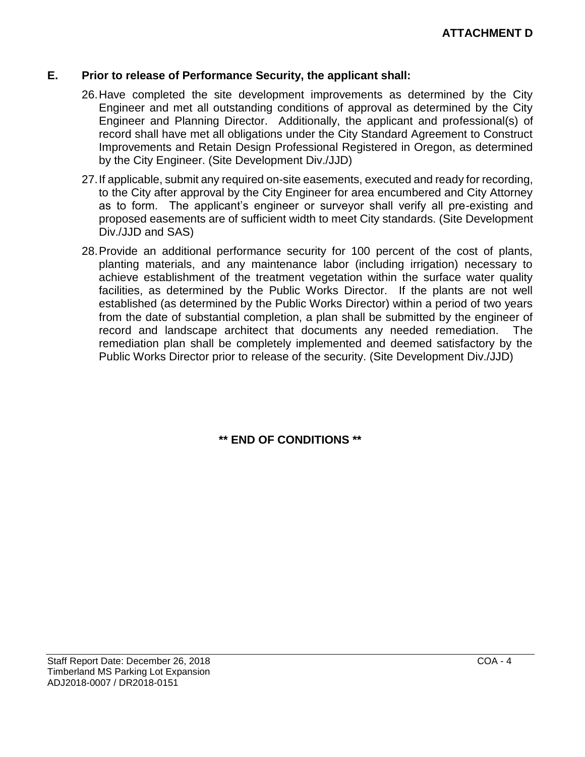**ATTACHMENT D**

**E. Prior to release of Performance Security, the applicant shall:**

26. Have completed the site development improvements as determined by the City Engineer and met all outstanding conditions of approval as determined by the City Engineer and Planning Director. Additionally, the applicant and professional(s) of record shall have met all obligations under the City Standard Agreement to Construct Improvements and Retain Design Professional Registered in Oregon, as determined by the City Engineer. (Site Development Div./JJD)

27. If applicable, submit any required on-site easements, executed and ready for recording, to the City after approval by the City Engineer for area encumbered and City Attorney as to form. The applicant's engineer or surveyor shall verify all pre-existing and proposed easements are of sufficient width to meet City standards. (Site Development Div./JJD and SAS)

28. Provide an additional performance security for 100 percent of the cost of plants, planting materials, and any maintenance labor (including irrigation) necessary to achieve establishment of the treatment vegetation within the surface water quality facilities, as determined by the Public Works Director. If the plants are not well established (as determined by the Public Works Director) within a period of two years from the date of substantial completion, a plan shall be submitted by the engineer of record and landscape architect that documents any needed remediation. The remediation plan shall be completely implemented and deemed satisfactory by the Public Works Director prior to release of the security. (Site Development Div./JJD)

**\*\* END OF CONDITIONS \*\***